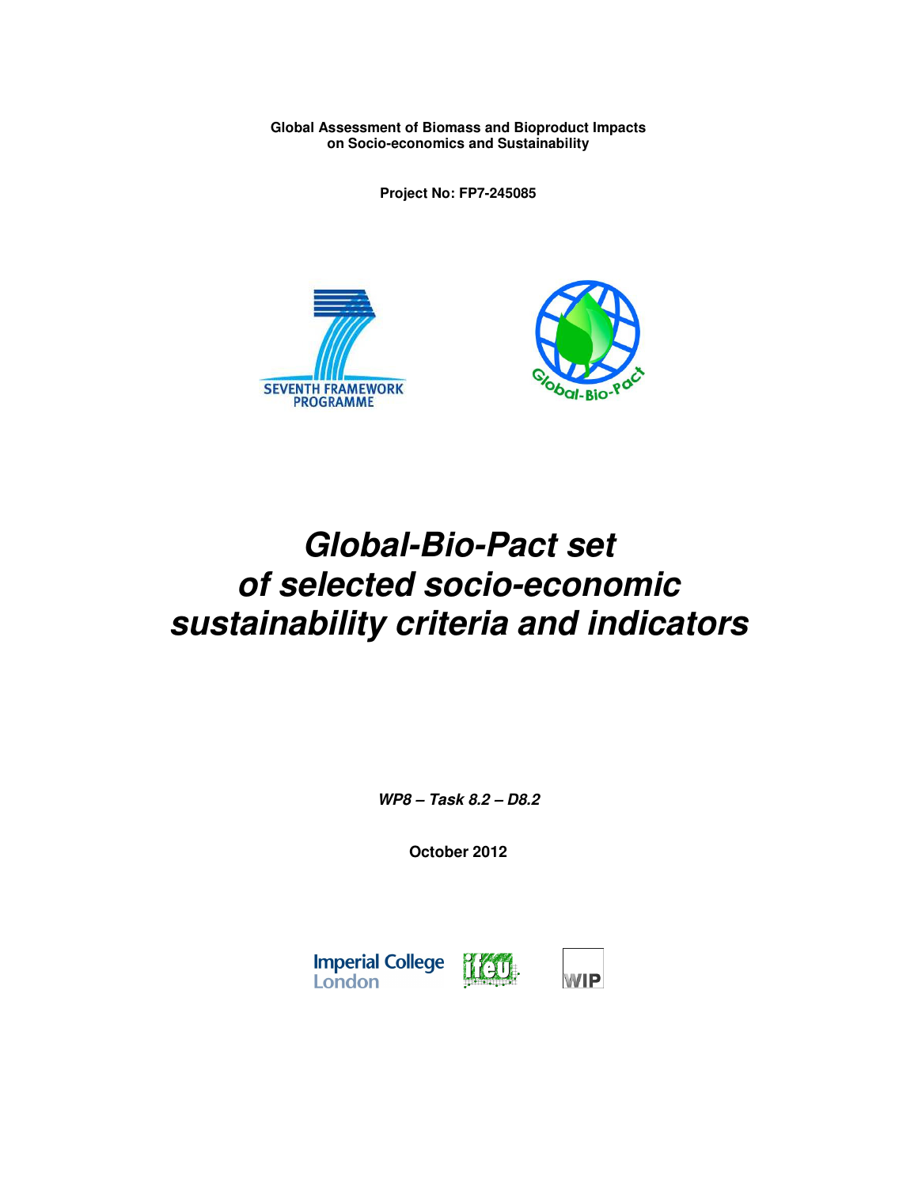**Global Assessment of Biomass and Bioproduct Impacts on Socio-economics and Sustainability**

**Project No: FP7-245085**

# *Global-Bio-Pact set of selected socio-economic sustainability criteria and indicators*

***WP8 – Task 8.2 – D8.2***

**October 2012**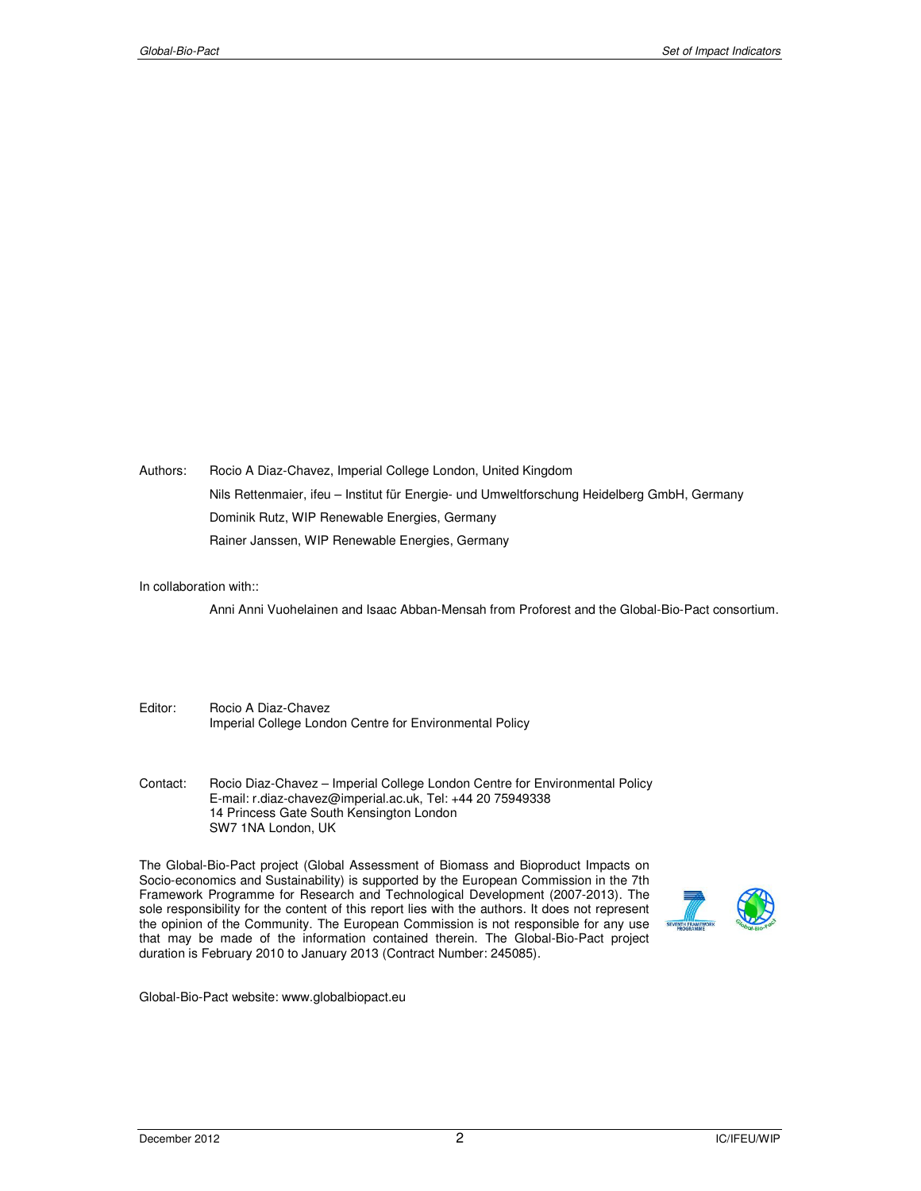Authors: Rocio A Diaz-Chavez, Imperial College London, United Kingdom

Nils Rettenmaier, ifeu – Institut für Energie- und Umweltforschung Heidelberg GmbH, Germany

Dominik Rutz, WIP Renewable Energies, Germany

Rainer Janssen, WIP Renewable Energies, Germany

In collaboration with::

Anni Anni Vuohelainen and Isaac Abban-Mensah from Proforest and the Global-Bio-Pact consortium.

Editor: Rocio A Diaz-Chavez
Imperial College London Centre for Environmental Policy

Contact: Rocio Diaz-Chavez – Imperial College London Centre for Environmental Policy
E-mail: r.diaz-chavez@imperial.ac.uk, Tel: +44 20 75949338
14 Princess Gate South Kensington London
SW7 1NA London, UK

The Global-Bio-Pact project (Global Assessment of Biomass and Bioproduct Impacts on Socio-economics and Sustainability) is supported by the European Commission in the 7th Framework Programme for Research and Technological Development (2007-2013). The sole responsibility for the content of this report lies with the authors. It does not represent the opinion of the Community. The European Commission is not responsible for any use that may be made of the information contained therein. The Global-Bio-Pact project duration is February 2010 to January 2013 (Contract Number: 245085).

Global-Bio-Pact website: www.globalbiopact.eu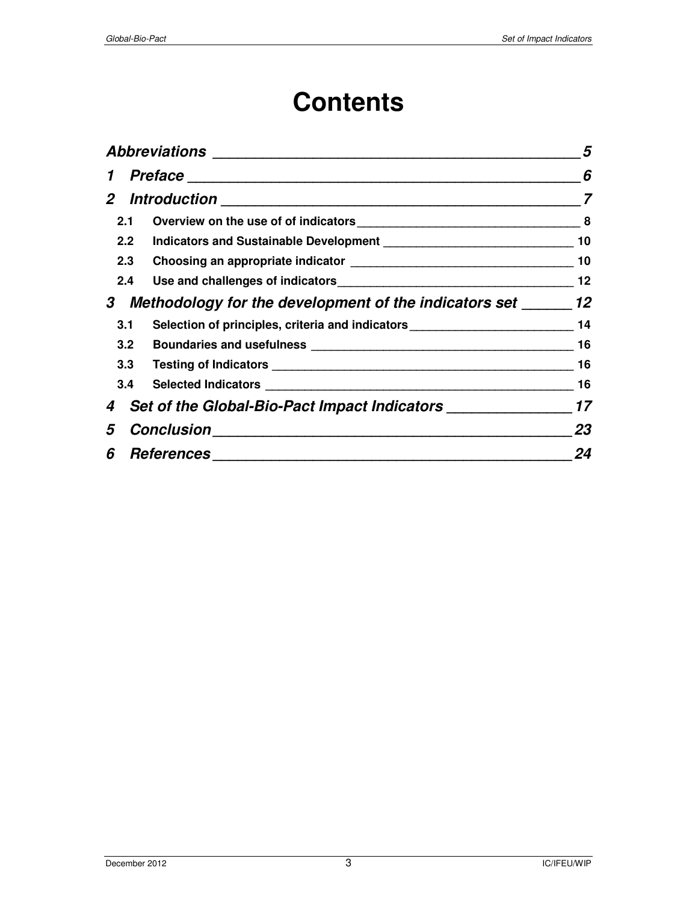# Contents

| | |
|---|---|
| ***Abbreviations*** | ***5*** |
| ***1 Preface*** | ***6*** |
| ***2 Introduction*** | ***7*** |
| **2.1 Overview on the use of of indicators** | **8** |
| **2.2 Indicators and Sustainable Development** | **10** |
| **2.3 Choosing an appropriate indicator** | **10** |
| **2.4 Use and challenges of indicators** | **12** |
| ***3 Methodology for the development of the indicators set*** | ***12*** |
| **3.1 Selection of principles, criteria and indicators** | **14** |
| **3.2 Boundaries and usefulness** | **16** |
| **3.3 Testing of Indicators** | **16** |
| **3.4 Selected Indicators** | **16** |
| ***4 Set of the Global-Bio-Pact Impact Indicators*** | ***17*** |
| ***5 Conclusion*** | ***23*** |
| ***6 References*** | ***24*** |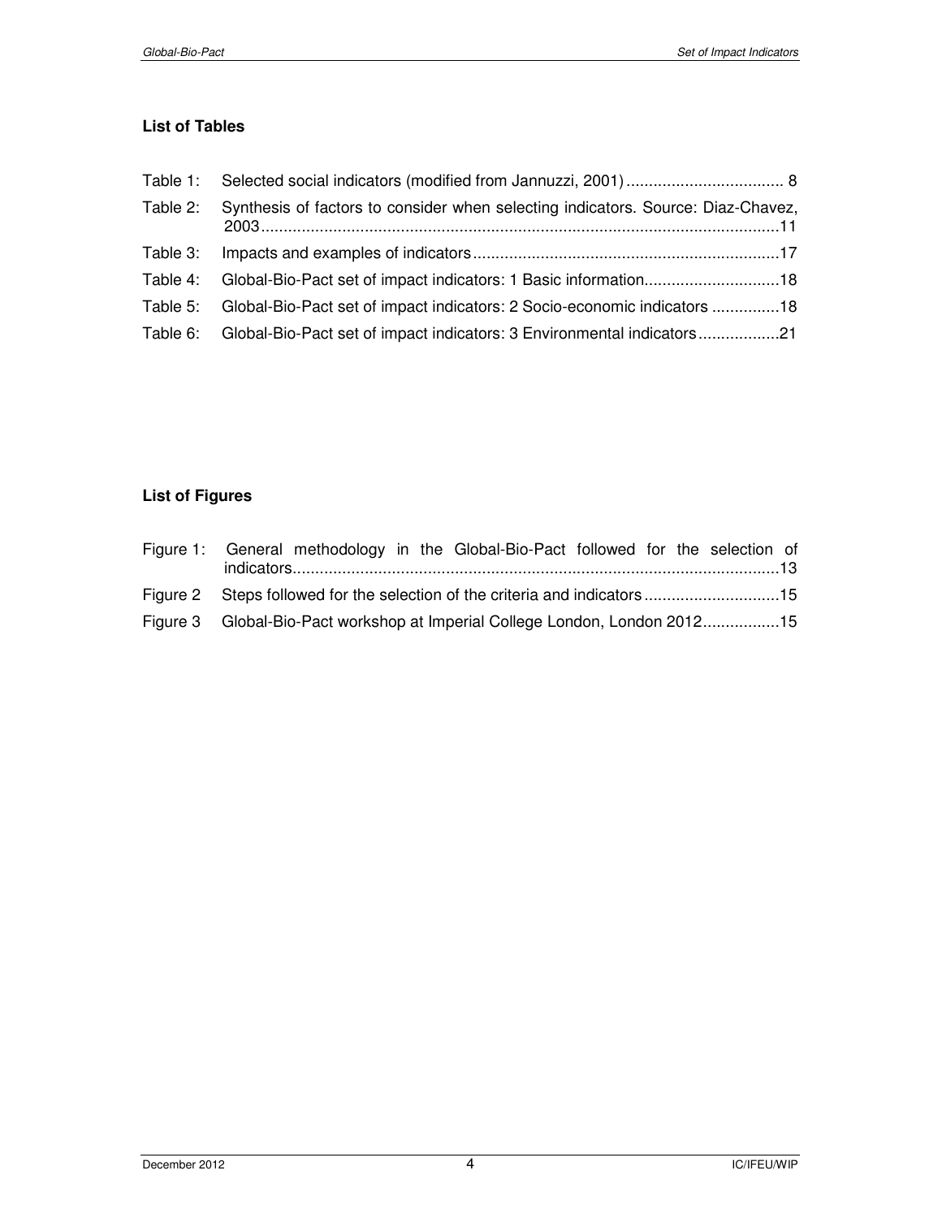**List of Tables**

Table 1: Selected social indicators (modified from Jannuzzi, 2001) .................................. 8

Table 2: Synthesis of factors to consider when selecting indicators. Source: Diaz-Chavez, 2003 ..................................................................................................................11

Table 3: Impacts and examples of indicators ...................................................................17

Table 4: Global-Bio-Pact set of impact indicators: 1 Basic information..............................18

Table 5: Global-Bio-Pact set of impact indicators: 2 Socio-economic indicators ...............18

Table 6: Global-Bio-Pact set of impact indicators: 3 Environmental indicators..................21

**List of Figures**

Figure 1: General methodology in the Global-Bio-Pact followed for the selection of indicators..........................................................................................................13

Figure 2 Steps followed for the selection of the criteria and indicators ..............................15

Figure 3 Global-Bio-Pact workshop at Imperial College London, London 2012.................15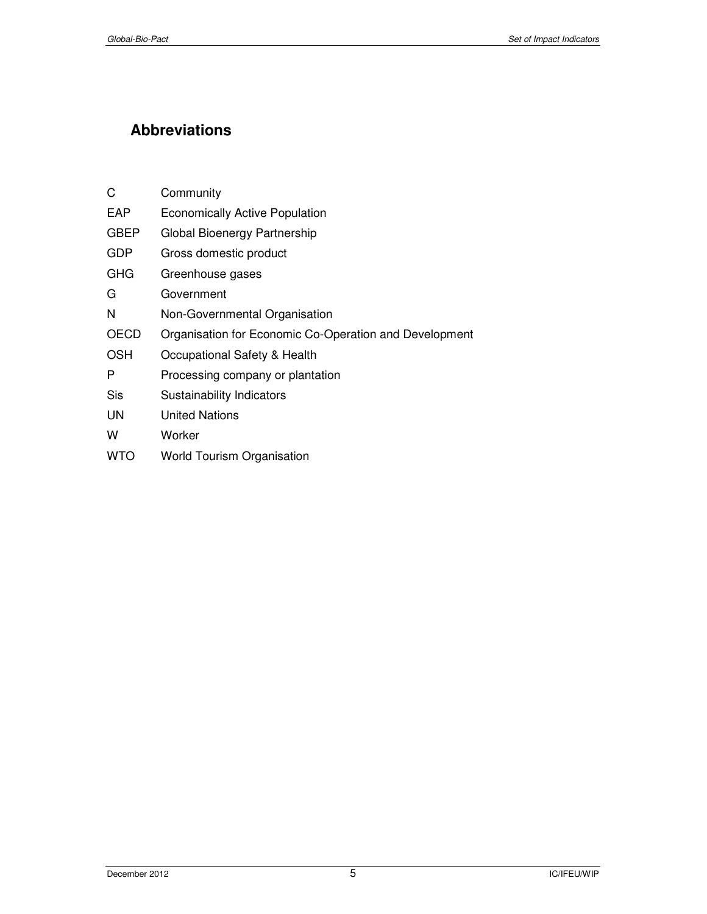# Abbreviations

| | |
|---|---|
| C | Community |
| EAP | Economically Active Population |
| GBEP | Global Bioenergy Partnership |
| GDP | Gross domestic product |
| GHG | Greenhouse gases |
| G | Government |
| N | Non-Governmental Organisation |
| OECD | Organisation for Economic Co-Operation and Development |
| OSH | Occupational Safety & Health |
| P | Processing company or plantation |
| Sis | Sustainability Indicators |
| UN | United Nations |
| W | Worker |
| WTO | World Tourism Organisation |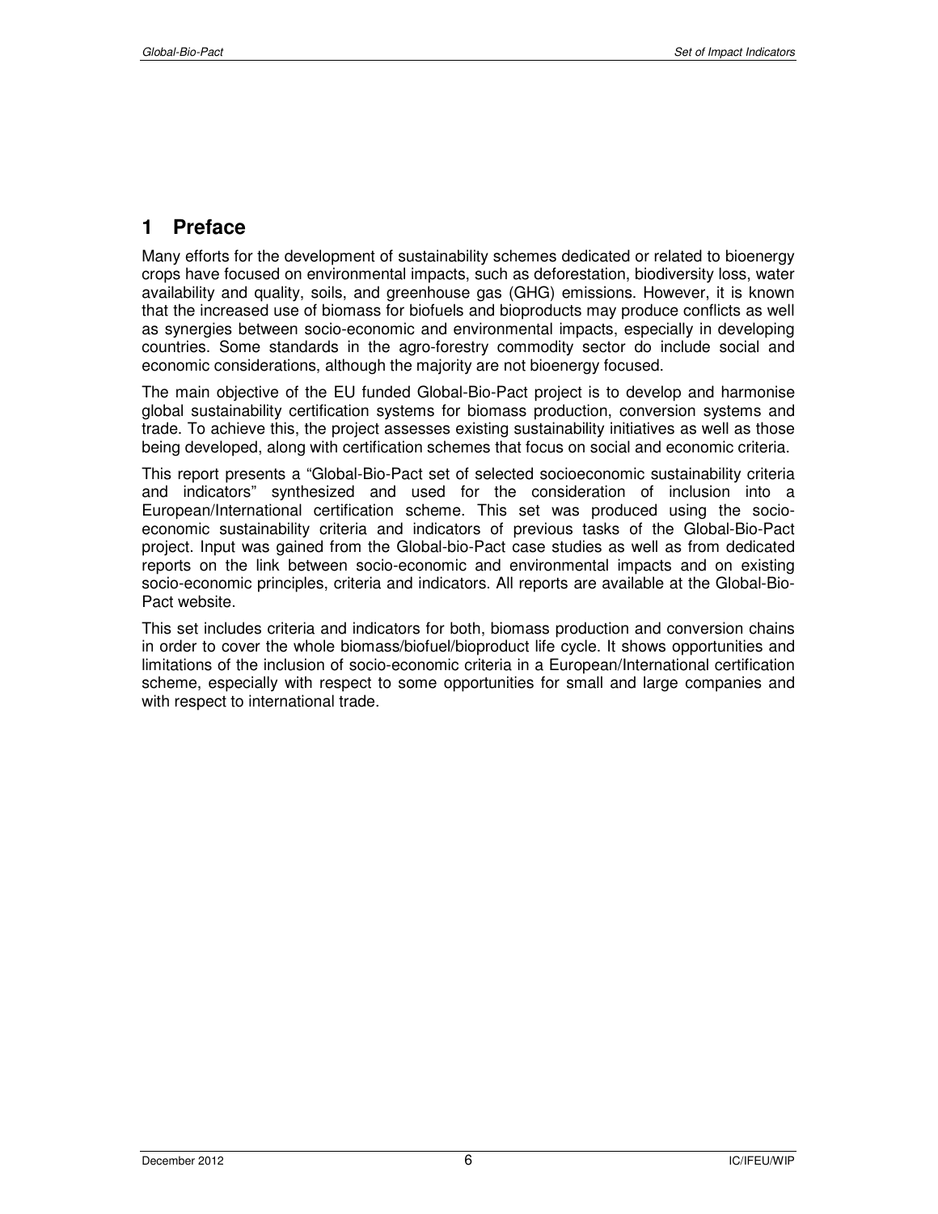# 1 Preface

Many efforts for the development of sustainability schemes dedicated or related to bioenergy crops have focused on environmental impacts, such as deforestation, biodiversity loss, water availability and quality, soils, and greenhouse gas (GHG) emissions. However, it is known that the increased use of biomass for biofuels and bioproducts may produce conflicts as well as synergies between socio-economic and environmental impacts, especially in developing countries. Some standards in the agro-forestry commodity sector do include social and economic considerations, although the majority are not bioenergy focused.

The main objective of the EU funded Global-Bio-Pact project is to develop and harmonise global sustainability certification systems for biomass production, conversion systems and trade. To achieve this, the project assesses existing sustainability initiatives as well as those being developed, along with certification schemes that focus on social and economic criteria.

This report presents a "Global-Bio-Pact set of selected socioeconomic sustainability criteria and indicators" synthesized and used for the consideration of inclusion into a European/International certification scheme. This set was produced using the socio-economic sustainability criteria and indicators of previous tasks of the Global-Bio-Pact project. Input was gained from the Global-bio-Pact case studies as well as from dedicated reports on the link between socio-economic and environmental impacts and on existing socio-economic principles, criteria and indicators. All reports are available at the Global-Bio-Pact website.

This set includes criteria and indicators for both, biomass production and conversion chains in order to cover the whole biomass/biofuel/bioproduct life cycle. It shows opportunities and limitations of the inclusion of socio-economic criteria in a European/International certification scheme, especially with respect to some opportunities for small and large companies and with respect to international trade.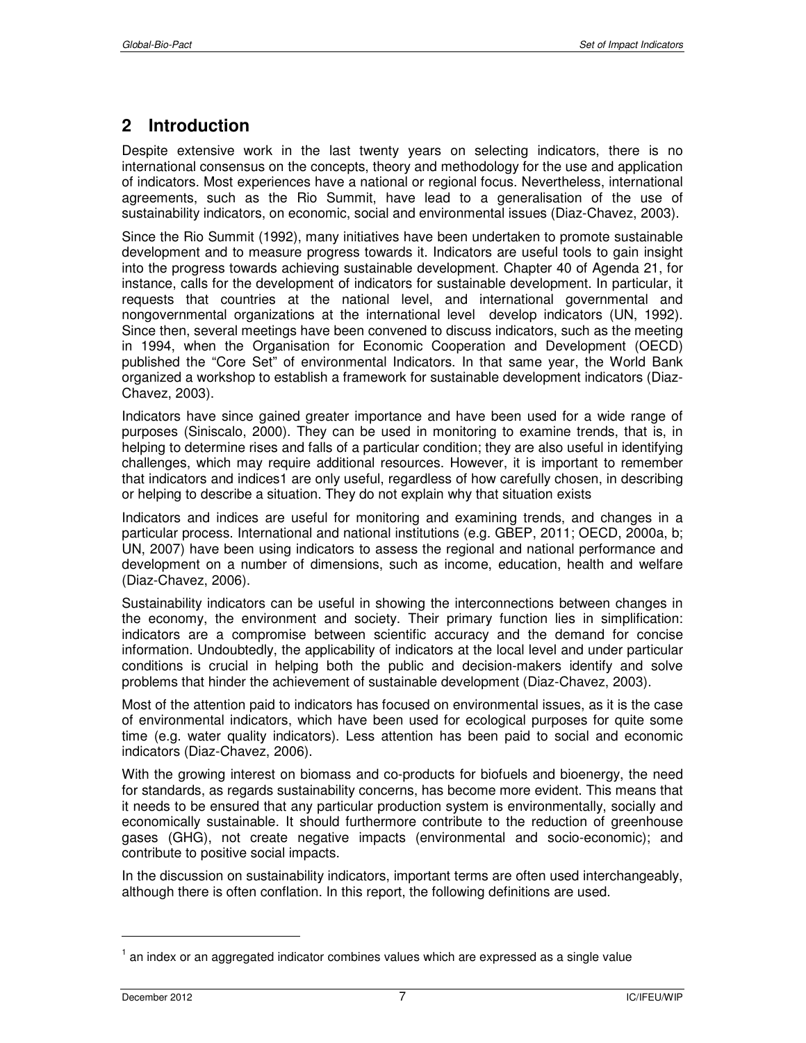# 2 Introduction

Despite extensive work in the last twenty years on selecting indicators, there is no international consensus on the concepts, theory and methodology for the use and application of indicators. Most experiences have a national or regional focus. Nevertheless, international agreements, such as the Rio Summit, have lead to a generalisation of the use of sustainability indicators, on economic, social and environmental issues (Diaz-Chavez, 2003).

Since the Rio Summit (1992), many initiatives have been undertaken to promote sustainable development and to measure progress towards it. Indicators are useful tools to gain insight into the progress towards achieving sustainable development. Chapter 40 of Agenda 21, for instance, calls for the development of indicators for sustainable development. In particular, it requests that countries at the national level, and international governmental and nongovernmental organizations at the international level develop indicators (UN, 1992). Since then, several meetings have been convened to discuss indicators, such as the meeting in 1994, when the Organisation for Economic Cooperation and Development (OECD) published the "Core Set" of environmental Indicators. In that same year, the World Bank organized a workshop to establish a framework for sustainable development indicators (Diaz-Chavez, 2003).

Indicators have since gained greater importance and have been used for a wide range of purposes (Siniscalo, 2000). They can be used in monitoring to examine trends, that is, in helping to determine rises and falls of a particular condition; they are also useful in identifying challenges, which may require additional resources. However, it is important to remember that indicators and indices[1] are only useful, regardless of how carefully chosen, in describing or helping to describe a situation. They do not explain why that situation exists

Indicators and indices are useful for monitoring and examining trends, and changes in a particular process. International and national institutions (e.g. GBEP, 2011; OECD, 2000a, b; UN, 2007) have been using indicators to assess the regional and national performance and development on a number of dimensions, such as income, education, health and welfare (Diaz-Chavez, 2006).

Sustainability indicators can be useful in showing the interconnections between changes in the economy, the environment and society. Their primary function lies in simplification: indicators are a compromise between scientific accuracy and the demand for concise information. Undoubtedly, the applicability of indicators at the local level and under particular conditions is crucial in helping both the public and decision-makers identify and solve problems that hinder the achievement of sustainable development (Diaz-Chavez, 2003).

Most of the attention paid to indicators has focused on environmental issues, as it is the case of environmental indicators, which have been used for ecological purposes for quite some time (e.g. water quality indicators). Less attention has been paid to social and economic indicators (Diaz-Chavez, 2006).

With the growing interest on biomass and co-products for biofuels and bioenergy, the need for standards, as regards sustainability concerns, has become more evident. This means that it needs to be ensured that any particular production system is environmentally, socially and economically sustainable. It should furthermore contribute to the reduction of greenhouse gases (GHG), not create negative impacts (environmental and socio-economic); and contribute to positive social impacts.

In the discussion on sustainability indicators, important terms are often used interchangeably, although there is often conflation. In this report, the following definitions are used.

[1] an index or an aggregated indicator combines values which are expressed as a single value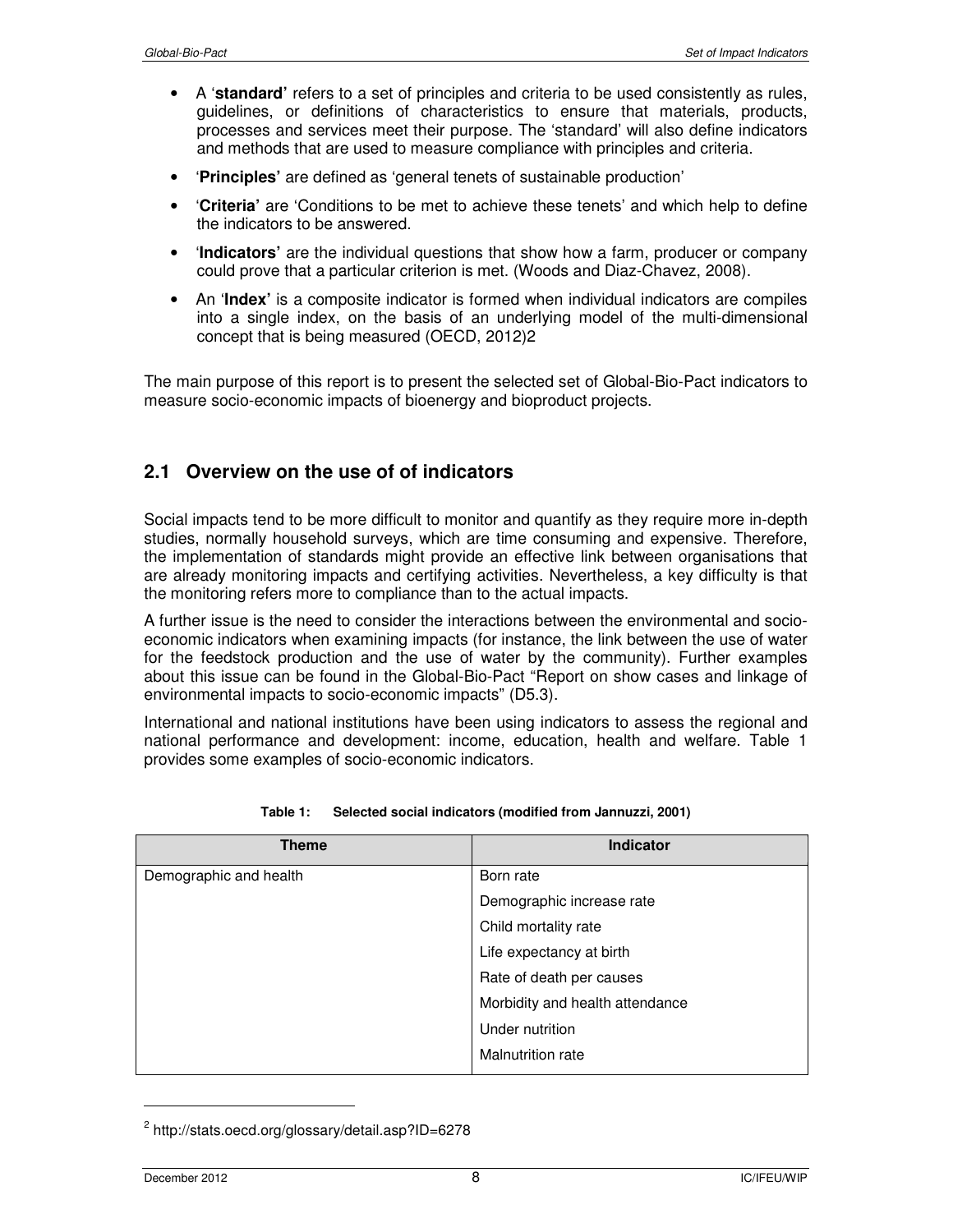- A '**standard'** refers to a set of principles and criteria to be used consistently as rules, guidelines, or definitions of characteristics to ensure that materials, products, processes and services meet their purpose. The 'standard' will also define indicators and methods that are used to measure compliance with principles and criteria.
- '**Principles'** are defined as 'general tenets of sustainable production'
- '**Criteria'** are 'Conditions to be met to achieve these tenets' and which help to define the indicators to be answered.
- '**Indicators'** are the individual questions that show how a farm, producer or company could prove that a particular criterion is met. (Woods and Diaz-Chavez, 2008).
- An '**Index'** is a composite indicator is formed when individual indicators are compiles into a single index, on the basis of an underlying model of the multi-dimensional concept that is being measured (OECD, 2012)[2]

The main purpose of this report is to present the selected set of Global-Bio-Pact indicators to measure socio-economic impacts of bioenergy and bioproduct projects.

## 2.1 Overview on the use of of indicators

Social impacts tend to be more difficult to monitor and quantify as they require more in-depth studies, normally household surveys, which are time consuming and expensive. Therefore, the implementation of standards might provide an effective link between organisations that are already monitoring impacts and certifying activities. Nevertheless, a key difficulty is that the monitoring refers more to compliance than to the actual impacts.

A further issue is the need to consider the interactions between the environmental and socio-economic indicators when examining impacts (for instance, the link between the use of water for the feedstock production and the use of water by the community). Further examples about this issue can be found in the Global-Bio-Pact "Report on show cases and linkage of environmental impacts to socio-economic impacts" (D5.3).

International and national institutions have been using indicators to assess the regional and national performance and development: income, education, health and welfare. Table 1 provides some examples of socio-economic indicators.

**Table 1: Selected social indicators (modified from Jannuzzi, 2001)**

| Theme | Indicator |
|---|---|
| Demographic and health | Born rate |
| | Demographic increase rate |
| | Child mortality rate |
| | Life expectancy at birth |
| | Rate of death per causes |
| | Morbidity and health attendance |
| | Under nutrition |
| | Malnutrition rate |

[2] http://stats.oecd.org/glossary/detail.asp?ID=6278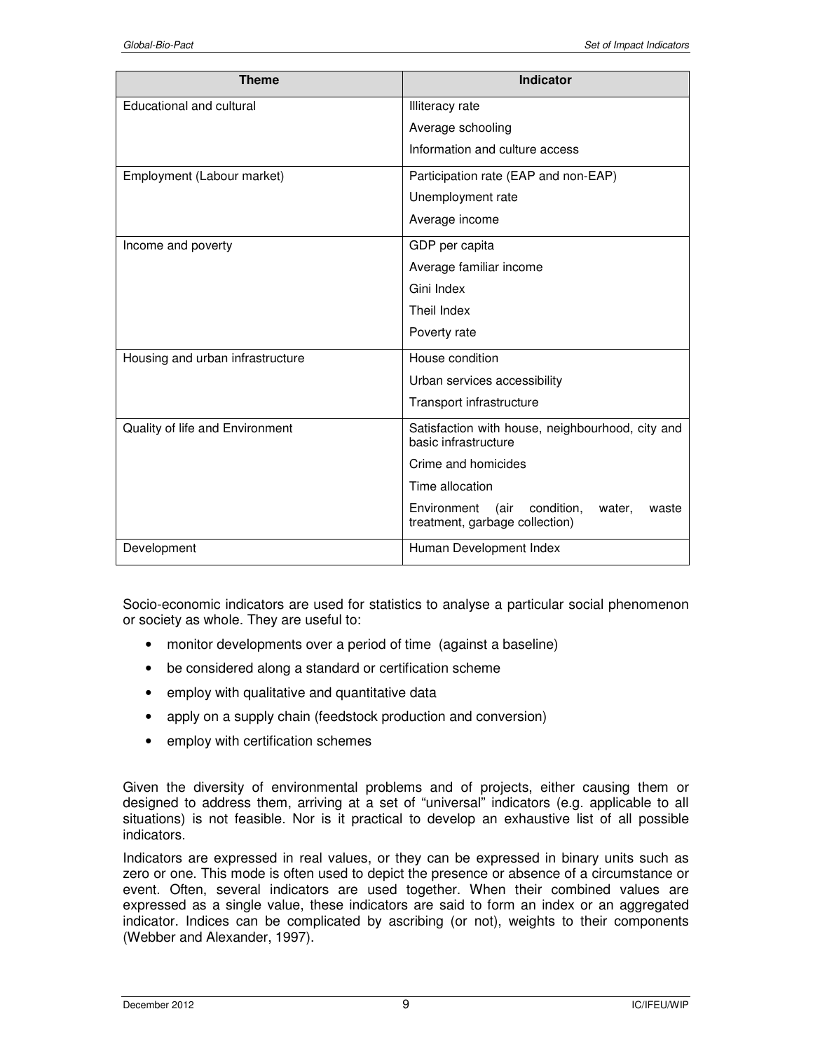| Theme | Indicator |
|---|---|
| Educational and cultural | Illiteracy rate<br>Average schooling<br>Information and culture access |
| Employment (Labour market) | Participation rate (EAP and non-EAP)<br>Unemployment rate<br>Average income |
| Income and poverty | GDP per capita<br>Average familiar income<br>Gini Index<br>Theil Index<br>Poverty rate |
| Housing and urban infrastructure | House condition<br>Urban services accessibility<br>Transport infrastructure |
| Quality of life and Environment | Satisfaction with house, neighbourhood, city and basic infrastructure<br>Crime and homicides<br>Time allocation<br>Environment (air condition, water, waste treatment, garbage collection) |
| Development | Human Development Index |

Socio-economic indicators are used for statistics to analyse a particular social phenomenon or society as whole. They are useful to:

- monitor developments over a period of time (against a baseline)
- be considered along a standard or certification scheme
- employ with qualitative and quantitative data
- apply on a supply chain (feedstock production and conversion)
- employ with certification schemes

Given the diversity of environmental problems and of projects, either causing them or designed to address them, arriving at a set of "universal" indicators (e.g. applicable to all situations) is not feasible. Nor is it practical to develop an exhaustive list of all possible indicators.

Indicators are expressed in real values, or they can be expressed in binary units such as zero or one. This mode is often used to depict the presence or absence of a circumstance or event. Often, several indicators are used together. When their combined values are expressed as a single value, these indicators are said to form an index or an aggregated indicator. Indices can be complicated by ascribing (or not), weights to their components (Webber and Alexander, 1997).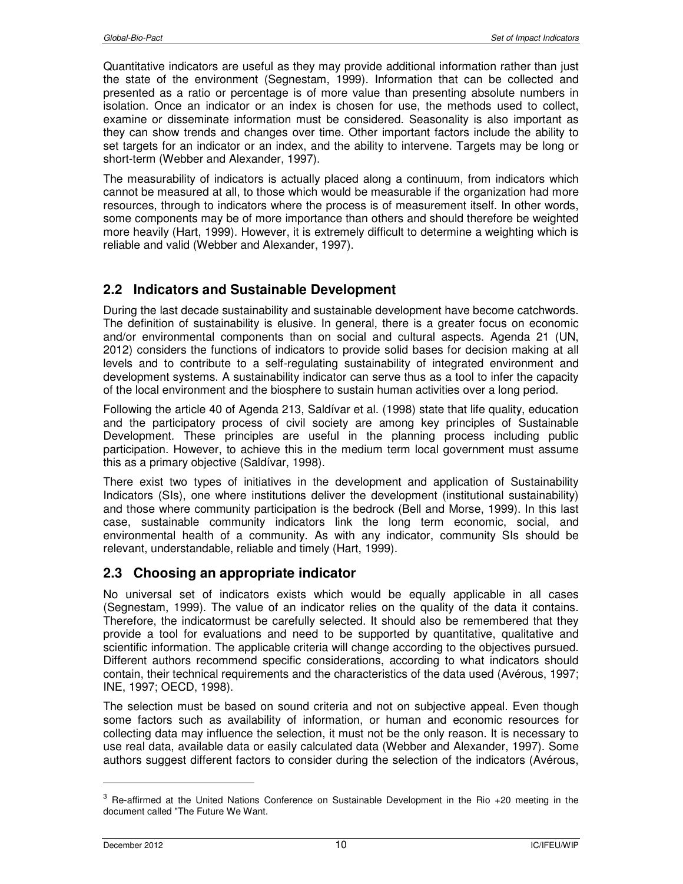Quantitative indicators are useful as they may provide additional information rather than just the state of the environment (Segnestam, 1999). Information that can be collected and presented as a ratio or percentage is of more value than presenting absolute numbers in isolation. Once an indicator or an index is chosen for use, the methods used to collect, examine or disseminate information must be considered. Seasonality is also important as they can show trends and changes over time. Other important factors include the ability to set targets for an indicator or an index, and the ability to intervene. Targets may be long or short-term (Webber and Alexander, 1997).

The measurability of indicators is actually placed along a continuum, from indicators which cannot be measured at all, to those which would be measurable if the organization had more resources, through to indicators where the process is of measurement itself. In other words, some components may be of more importance than others and should therefore be weighted more heavily (Hart, 1999). However, it is extremely difficult to determine a weighting which is reliable and valid (Webber and Alexander, 1997).

## 2.2 Indicators and Sustainable Development

During the last decade sustainability and sustainable development have become catchwords. The definition of sustainability is elusive. In general, there is a greater focus on economic and/or environmental components than on social and cultural aspects. Agenda 21 (UN, 2012) considers the functions of indicators to provide solid bases for decision making at all levels and to contribute to a self-regulating sustainability of integrated environment and development systems. A sustainability indicator can serve thus as a tool to infer the capacity of the local environment and the biosphere to sustain human activities over a long period.

Following the article 40 of Agenda 21[3], Saldívar et al. (1998) state that life quality, education and the participatory process of civil society are among key principles of Sustainable Development. These principles are useful in the planning process including public participation. However, to achieve this in the medium term local government must assume this as a primary objective (Saldívar, 1998).

There exist two types of initiatives in the development and application of Sustainability Indicators (SIs), one where institutions deliver the development (institutional sustainability) and those where community participation is the bedrock (Bell and Morse, 1999). In this last case, sustainable community indicators link the long term economic, social, and environmental health of a community. As with any indicator, community SIs should be relevant, understandable, reliable and timely (Hart, 1999).

## 2.3 Choosing an appropriate indicator

No universal set of indicators exists which would be equally applicable in all cases (Segnestam, 1999). The value of an indicator relies on the quality of the data it contains. Therefore, the indicatormust be carefully selected. It should also be remembered that they provide a tool for evaluations and need to be supported by quantitative, qualitative and scientific information. The applicable criteria will change according to the objectives pursued. Different authors recommend specific considerations, according to what indicators should contain, their technical requirements and the characteristics of the data used (Avérous, 1997; INE, 1997; OECD, 1998).

The selection must be based on sound criteria and not on subjective appeal. Even though some factors such as availability of information, or human and economic resources for collecting data may influence the selection, it must not be the only reason. It is necessary to use real data, available data or easily calculated data (Webber and Alexander, 1997). Some authors suggest different factors to consider during the selection of the indicators (Avérous,

[3] Re-affirmed at the United Nations Conference on Sustainable Development in the Rio +20 meeting in the document called "The Future We Want.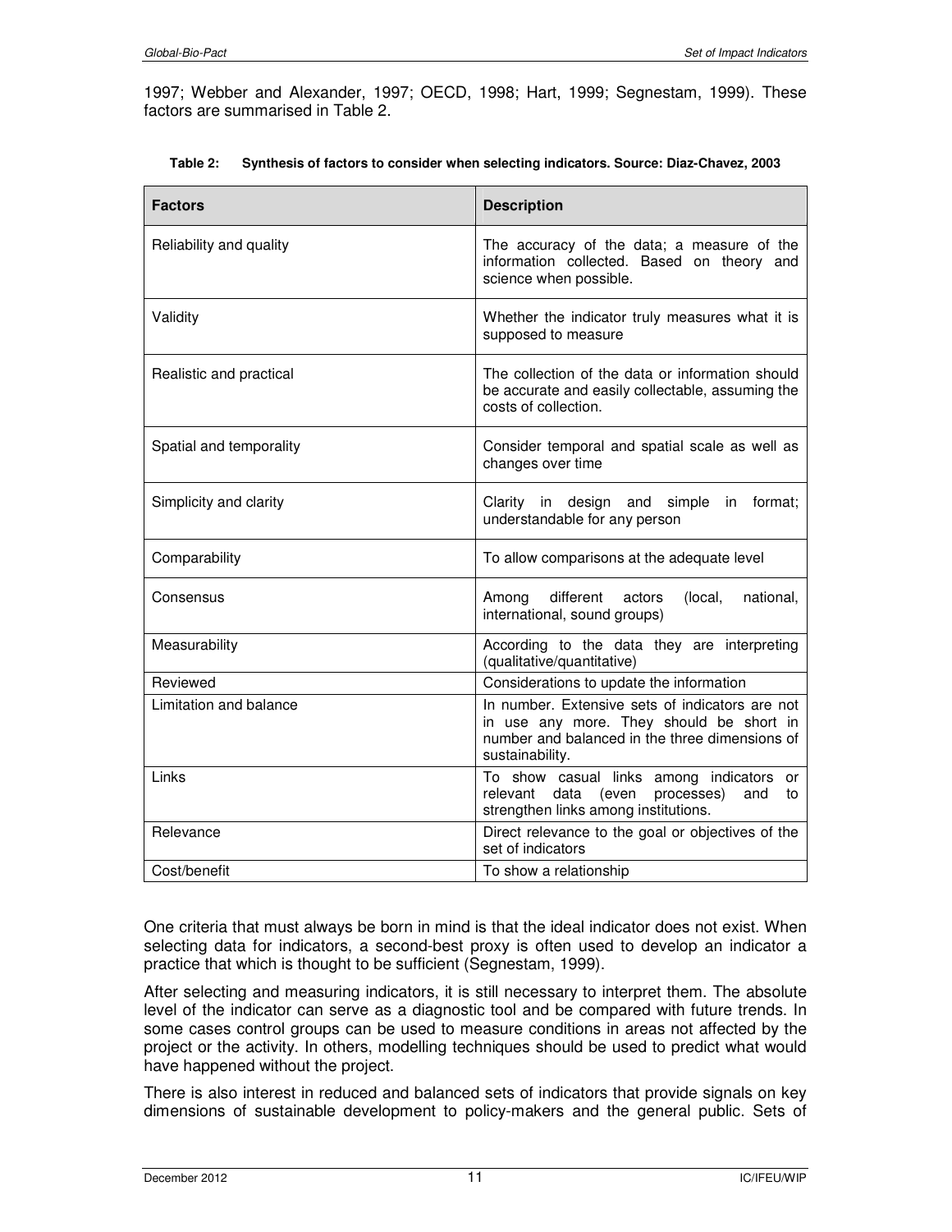1997; Webber and Alexander, 1997; OECD, 1998; Hart, 1999; Segnestam, 1999). These factors are summarised in Table 2.

**Table 2: Synthesis of factors to consider when selecting indicators. Source: Diaz-Chavez, 2003**

| Factors | Description |
| --- | --- |
| Reliability and quality | The accuracy of the data; a measure of the information collected. Based on theory and science when possible. |
| Validity | Whether the indicator truly measures what it is supposed to measure |
| Realistic and practical | The collection of the data or information should be accurate and easily collectable, assuming the costs of collection. |
| Spatial and temporality | Consider temporal and spatial scale as well as changes over time |
| Simplicity and clarity | Clarity in design and simple in format; understandable for any person |
| Comparability | To allow comparisons at the adequate level |
| Consensus | Among different actors (local, national, international, sound groups) |
| Measurability | According to the data they are interpreting (qualitative/quantitative) |
| Reviewed | Considerations to update the information |
| Limitation and balance | In number. Extensive sets of indicators are not in use any more. They should be short in number and balanced in the three dimensions of sustainability. |
| Links | To show casual links among indicators or relevant data (even processes) and to strengthen links among institutions. |
| Relevance | Direct relevance to the goal or objectives of the set of indicators |
| Cost/benefit | To show a relationship |

One criteria that must always be born in mind is that the ideal indicator does not exist. When selecting data for indicators, a second-best proxy is often used to develop an indicator a practice that which is thought to be sufficient (Segnestam, 1999).

After selecting and measuring indicators, it is still necessary to interpret them. The absolute level of the indicator can serve as a diagnostic tool and be compared with future trends. In some cases control groups can be used to measure conditions in areas not affected by the project or the activity. In others, modelling techniques should be used to predict what would have happened without the project.

There is also interest in reduced and balanced sets of indicators that provide signals on key dimensions of sustainable development to policy-makers and the general public. Sets of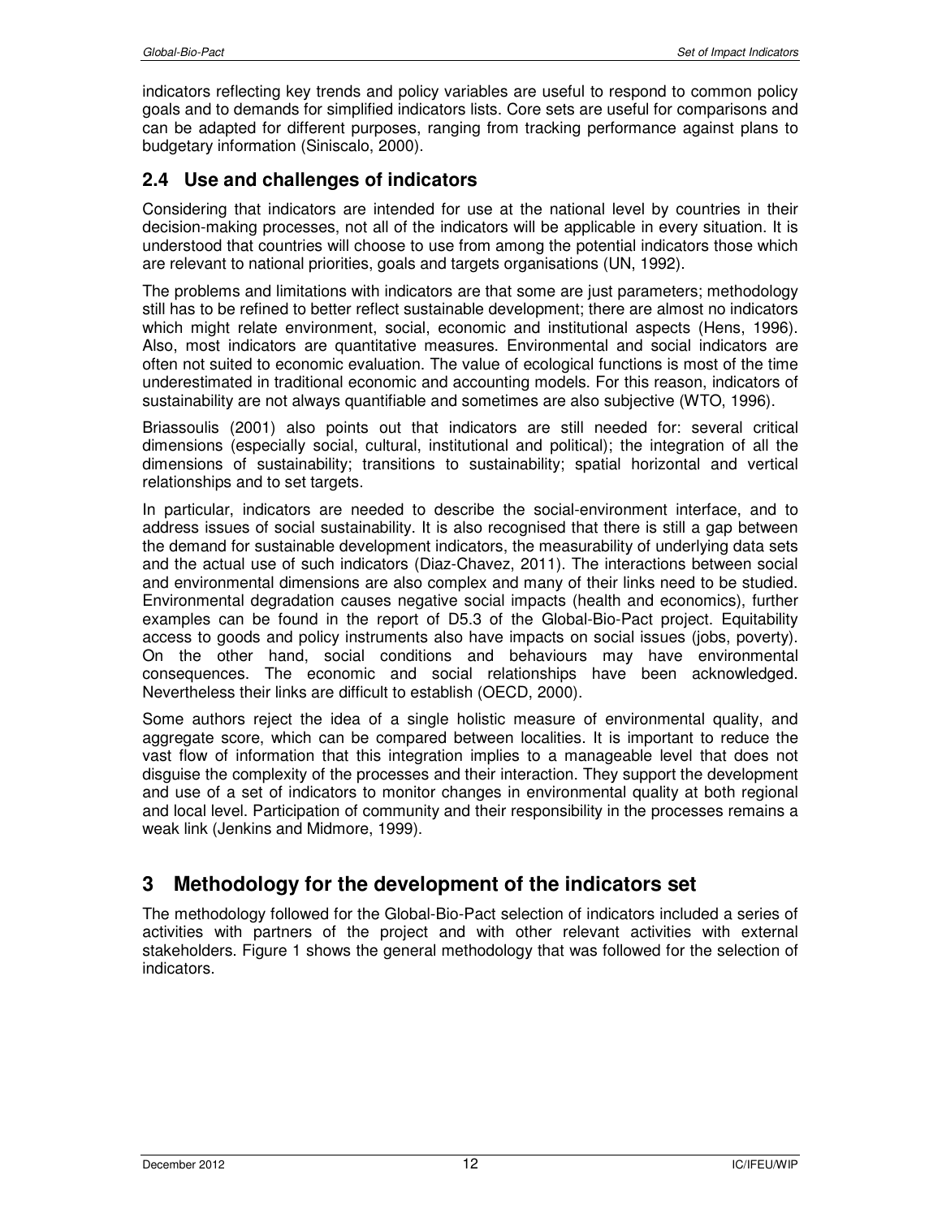indicators reflecting key trends and policy variables are useful to respond to common policy goals and to demands for simplified indicators lists. Core sets are useful for comparisons and can be adapted for different purposes, ranging from tracking performance against plans to budgetary information (Siniscalo, 2000).

## 2.4 Use and challenges of indicators

Considering that indicators are intended for use at the national level by countries in their decision-making processes, not all of the indicators will be applicable in every situation. It is understood that countries will choose to use from among the potential indicators those which are relevant to national priorities, goals and targets organisations (UN, 1992).

The problems and limitations with indicators are that some are just parameters; methodology still has to be refined to better reflect sustainable development; there are almost no indicators which might relate environment, social, economic and institutional aspects (Hens, 1996). Also, most indicators are quantitative measures. Environmental and social indicators are often not suited to economic evaluation. The value of ecological functions is most of the time underestimated in traditional economic and accounting models. For this reason, indicators of sustainability are not always quantifiable and sometimes are also subjective (WTO, 1996).

Briassoulis (2001) also points out that indicators are still needed for: several critical dimensions (especially social, cultural, institutional and political); the integration of all the dimensions of sustainability; transitions to sustainability; spatial horizontal and vertical relationships and to set targets.

In particular, indicators are needed to describe the social-environment interface, and to address issues of social sustainability. It is also recognised that there is still a gap between the demand for sustainable development indicators, the measurability of underlying data sets and the actual use of such indicators (Diaz-Chavez, 2011). The interactions between social and environmental dimensions are also complex and many of their links need to be studied. Environmental degradation causes negative social impacts (health and economics), further examples can be found in the report of D5.3 of the Global-Bio-Pact project. Equitability access to goods and policy instruments also have impacts on social issues (jobs, poverty). On the other hand, social conditions and behaviours may have environmental consequences. The economic and social relationships have been acknowledged. Nevertheless their links are difficult to establish (OECD, 2000).

Some authors reject the idea of a single holistic measure of environmental quality, and aggregate score, which can be compared between localities. It is important to reduce the vast flow of information that this integration implies to a manageable level that does not disguise the complexity of the processes and their interaction. They support the development and use of a set of indicators to monitor changes in environmental quality at both regional and local level. Participation of community and their responsibility in the processes remains a weak link (Jenkins and Midmore, 1999).

# 3 Methodology for the development of the indicators set

The methodology followed for the Global-Bio-Pact selection of indicators included a series of activities with partners of the project and with other relevant activities with external stakeholders. Figure 1 shows the general methodology that was followed for the selection of indicators.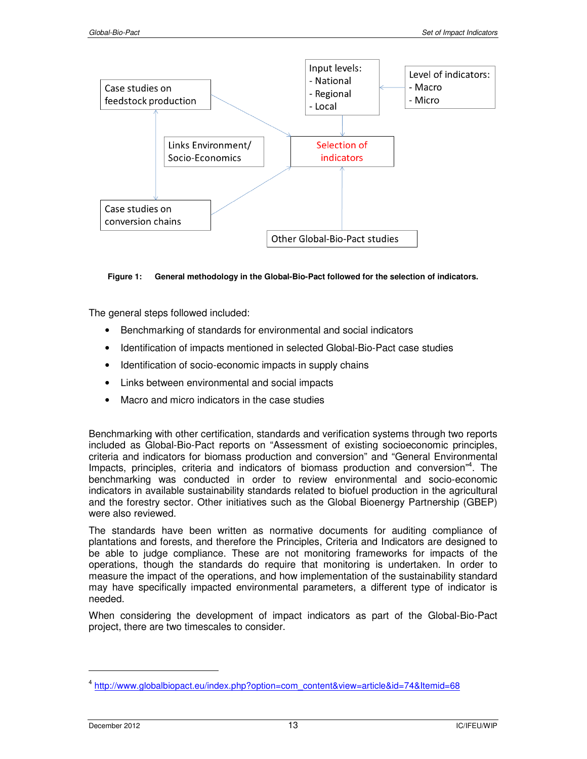Case studies on feedstock production

Links Environment/ Socio-Economics

Case studies on conversion chains

Input levels:
- National
- Regional
- Local

Level of indicators:
- Macro
- Micro

Selection of indicators

Other Global-Bio-Pact studies

**Figure 1: General methodology in the Global-Bio-Pact followed for the selection of indicators.**

The general steps followed included:

- Benchmarking of standards for environmental and social indicators
- Identification of impacts mentioned in selected Global-Bio-Pact case studies
- Identification of socio-economic impacts in supply chains
- Links between environmental and social impacts
- Macro and micro indicators in the case studies

Benchmarking with other certification, standards and verification systems through two reports included as Global-Bio-Pact reports on "Assessment of existing socioeconomic principles, criteria and indicators for biomass production and conversion" and "General Environmental Impacts, principles, criteria and indicators of biomass production and conversion"[4]. The benchmarking was conducted in order to review environmental and socio-economic indicators in available sustainability standards related to biofuel production in the agricultural and the forestry sector. Other initiatives such as the Global Bioenergy Partnership (GBEP) were also reviewed.

The standards have been written as normative documents for auditing compliance of plantations and forests, and therefore the Principles, Criteria and Indicators are designed to be able to judge compliance. These are not monitoring frameworks for impacts of the operations, though the standards do require that monitoring is undertaken. In order to measure the impact of the operations, and how implementation of the sustainability standard may have specifically impacted environmental parameters, a different type of indicator is needed.

When considering the development of impact indicators as part of the Global-Bio-Pact project, there are two timescales to consider.

---

[4] http://www.globalbiopact.eu/index.php?option=com_content&view=article&id=74&Itemid=68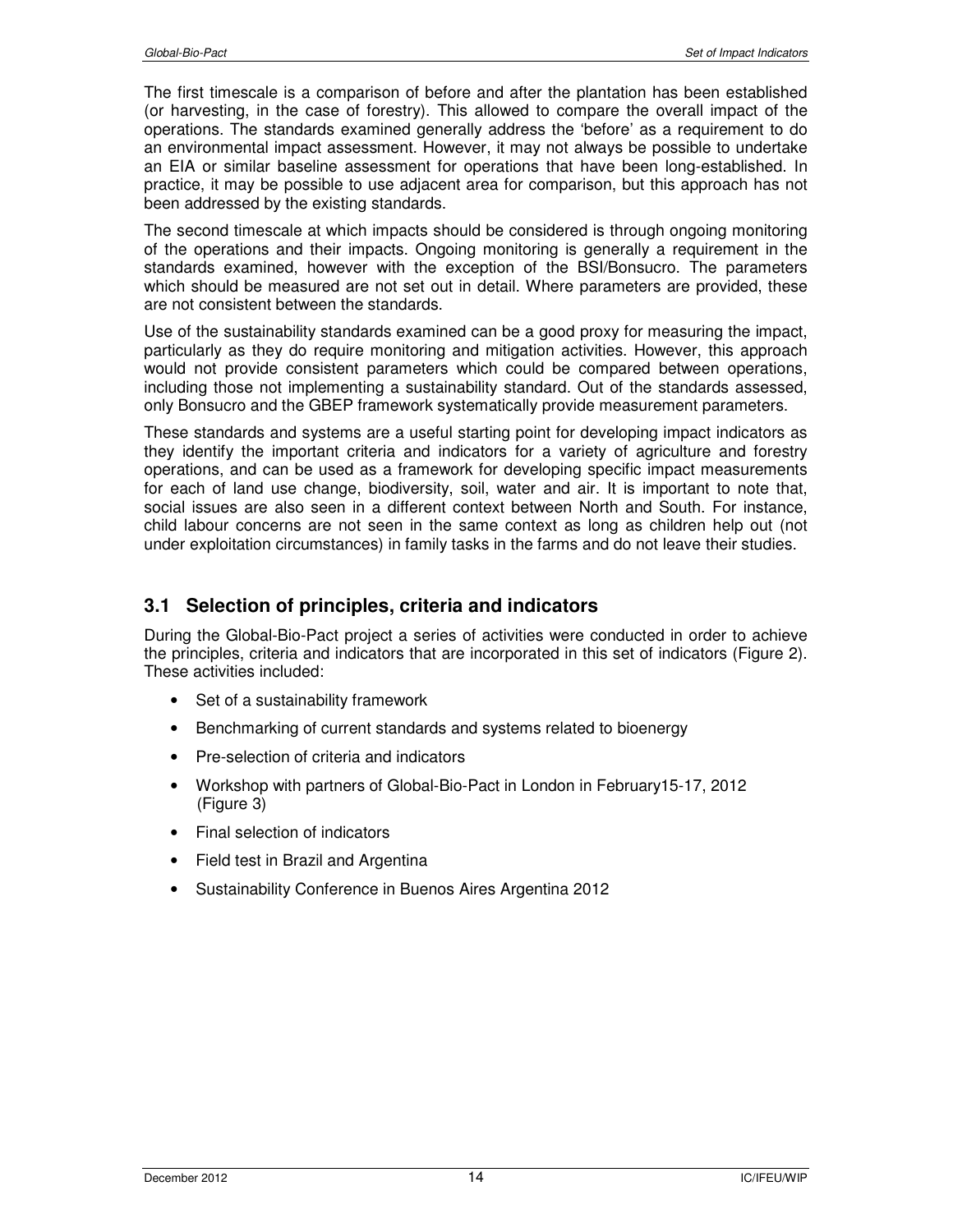The first timescale is a comparison of before and after the plantation has been established (or harvesting, in the case of forestry). This allowed to compare the overall impact of the operations. The standards examined generally address the 'before' as a requirement to do an environmental impact assessment. However, it may not always be possible to undertake an EIA or similar baseline assessment for operations that have been long-established. In practice, it may be possible to use adjacent area for comparison, but this approach has not been addressed by the existing standards.

The second timescale at which impacts should be considered is through ongoing monitoring of the operations and their impacts. Ongoing monitoring is generally a requirement in the standards examined, however with the exception of the BSI/Bonsucro. The parameters which should be measured are not set out in detail. Where parameters are provided, these are not consistent between the standards.

Use of the sustainability standards examined can be a good proxy for measuring the impact, particularly as they do require monitoring and mitigation activities. However, this approach would not provide consistent parameters which could be compared between operations, including those not implementing a sustainability standard. Out of the standards assessed, only Bonsucro and the GBEP framework systematically provide measurement parameters.

These standards and systems are a useful starting point for developing impact indicators as they identify the important criteria and indicators for a variety of agriculture and forestry operations, and can be used as a framework for developing specific impact measurements for each of land use change, biodiversity, soil, water and air. It is important to note that, social issues are also seen in a different context between North and South. For instance, child labour concerns are not seen in the same context as long as children help out (not under exploitation circumstances) in family tasks in the farms and do not leave their studies.

## 3.1 Selection of principles, criteria and indicators

During the Global-Bio-Pact project a series of activities were conducted in order to achieve the principles, criteria and indicators that are incorporated in this set of indicators (Figure 2). These activities included:

- Set of a sustainability framework
- Benchmarking of current standards and systems related to bioenergy
- Pre-selection of criteria and indicators
- Workshop with partners of Global-Bio-Pact in London in February15-17, 2012 (Figure 3)
- Final selection of indicators
- Field test in Brazil and Argentina
- Sustainability Conference in Buenos Aires Argentina 2012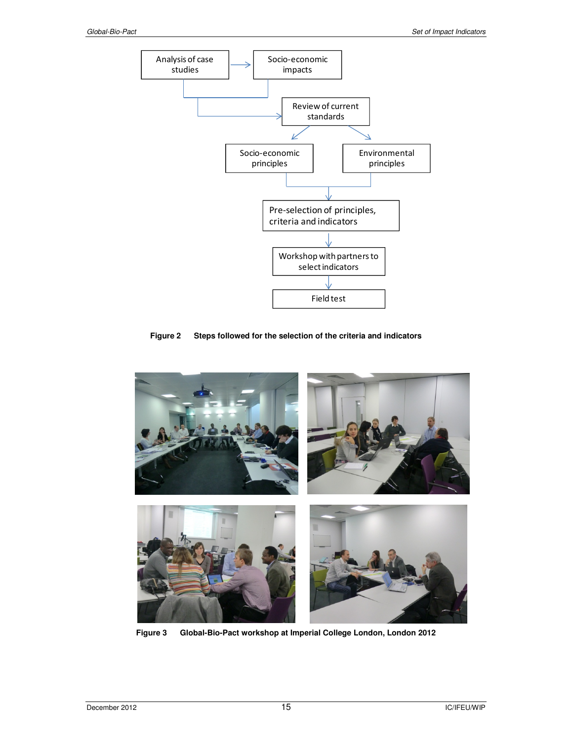Analysis of case studies

Socio-economic impacts

Review of current standards

Socio-economic principles

Environmental principles

Pre-selection of principles, criteria and indicators

Workshop with partners to select indicators

Field test

**Figure 2 Steps followed for the selection of the criteria and indicators**

**Figure 3 Global-Bio-Pact workshop at Imperial College London, London 2012**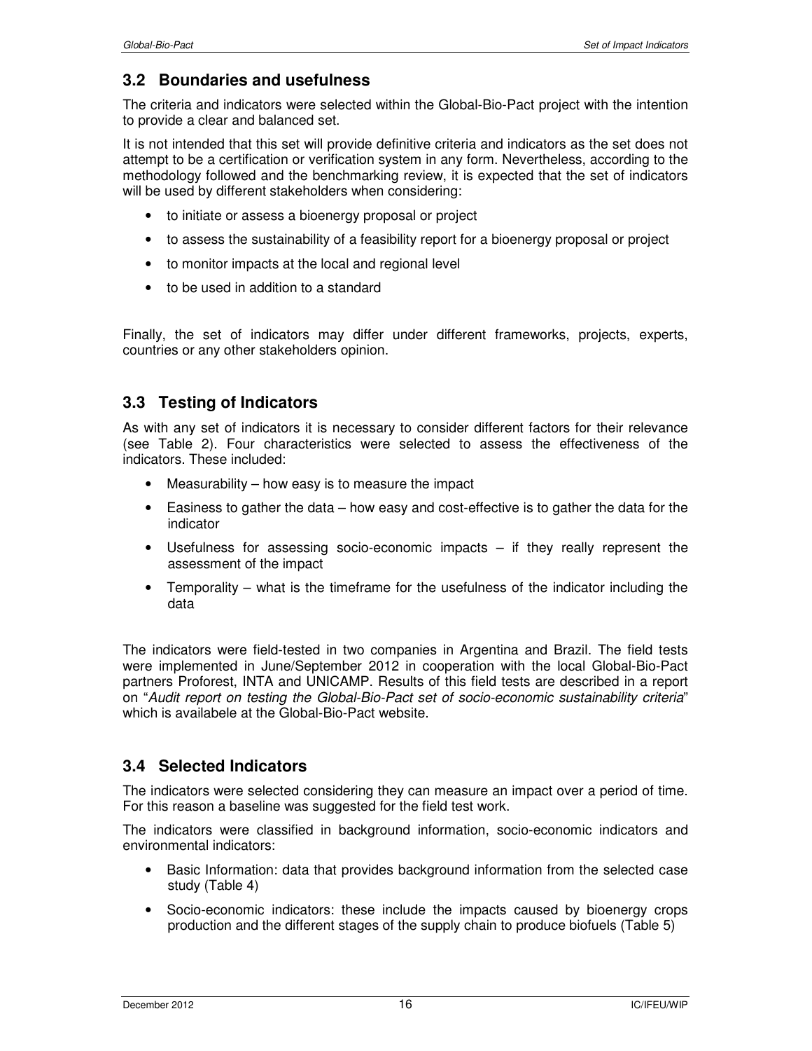## 3.2 Boundaries and usefulness

The criteria and indicators were selected within the Global-Bio-Pact project with the intention to provide a clear and balanced set.

It is not intended that this set will provide definitive criteria and indicators as the set does not attempt to be a certification or verification system in any form. Nevertheless, according to the methodology followed and the benchmarking review, it is expected that the set of indicators will be used by different stakeholders when considering:

- to initiate or assess a bioenergy proposal or project
- to assess the sustainability of a feasibility report for a bioenergy proposal or project
- to monitor impacts at the local and regional level
- to be used in addition to a standard

Finally, the set of indicators may differ under different frameworks, projects, experts, countries or any other stakeholders opinion.

## 3.3 Testing of Indicators

As with any set of indicators it is necessary to consider different factors for their relevance (see Table 2). Four characteristics were selected to assess the effectiveness of the indicators. These included:

- Measurability – how easy is to measure the impact
- Easiness to gather the data – how easy and cost-effective is to gather the data for the indicator
- Usefulness for assessing socio-economic impacts – if they really represent the assessment of the impact
- Temporality – what is the timeframe for the usefulness of the indicator including the data

The indicators were field-tested in two companies in Argentina and Brazil. The field tests were implemented in June/September 2012 in cooperation with the local Global-Bio-Pact partners Proforest, INTA and UNICAMP. Results of this field tests are described in a report on "*Audit report on testing the Global-Bio-Pact set of socio-economic sustainability criteria*" which is availabele at the Global-Bio-Pact website.

## 3.4 Selected Indicators

The indicators were selected considering they can measure an impact over a period of time. For this reason a baseline was suggested for the field test work.

The indicators were classified in background information, socio-economic indicators and environmental indicators:

- Basic Information: data that provides background information from the selected case study (Table 4)
- Socio-economic indicators: these include the impacts caused by bioenergy crops production and the different stages of the supply chain to produce biofuels (Table 5)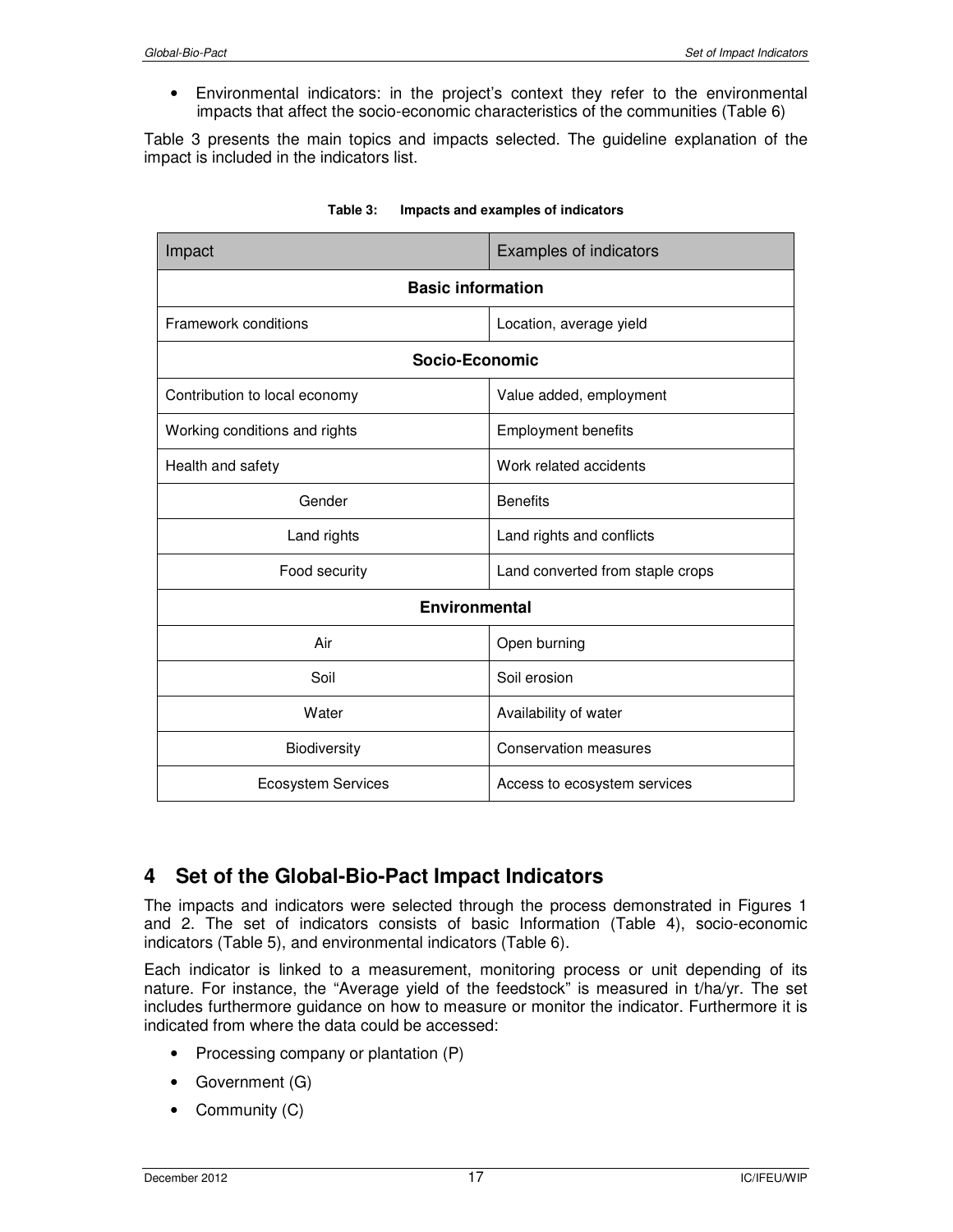- Environmental indicators: in the project's context they refer to the environmental impacts that affect the socio-economic characteristics of the communities (Table 6)

Table 3 presents the main topics and impacts selected. The guideline explanation of the impact is included in the indicators list.

**Table 3: Impacts and examples of indicators**

| Impact | Examples of indicators |
|---|---|
| **Basic information** | |
| Framework conditions | Location, average yield |
| **Socio-Economic** | |
| Contribution to local economy | Value added, employment |
| Working conditions and rights | Employment benefits |
| Health and safety | Work related accidents |
| Gender | Benefits |
| Land rights | Land rights and conflicts |
| Food security | Land converted from staple crops |
| **Environmental** | |
| Air | Open burning |
| Soil | Soil erosion |
| Water | Availability of water |
| Biodiversity | Conservation measures |
| Ecosystem Services | Access to ecosystem services |

# 4 Set of the Global-Bio-Pact Impact Indicators

The impacts and indicators were selected through the process demonstrated in Figures 1 and 2. The set of indicators consists of basic Information (Table 4), socio-economic indicators (Table 5), and environmental indicators (Table 6).

Each indicator is linked to a measurement, monitoring process or unit depending of its nature. For instance, the "Average yield of the feedstock" is measured in t/ha/yr. The set includes furthermore guidance on how to measure or monitor the indicator. Furthermore it is indicated from where the data could be accessed:

- Processing company or plantation (P)
- Government (G)
- Community (C)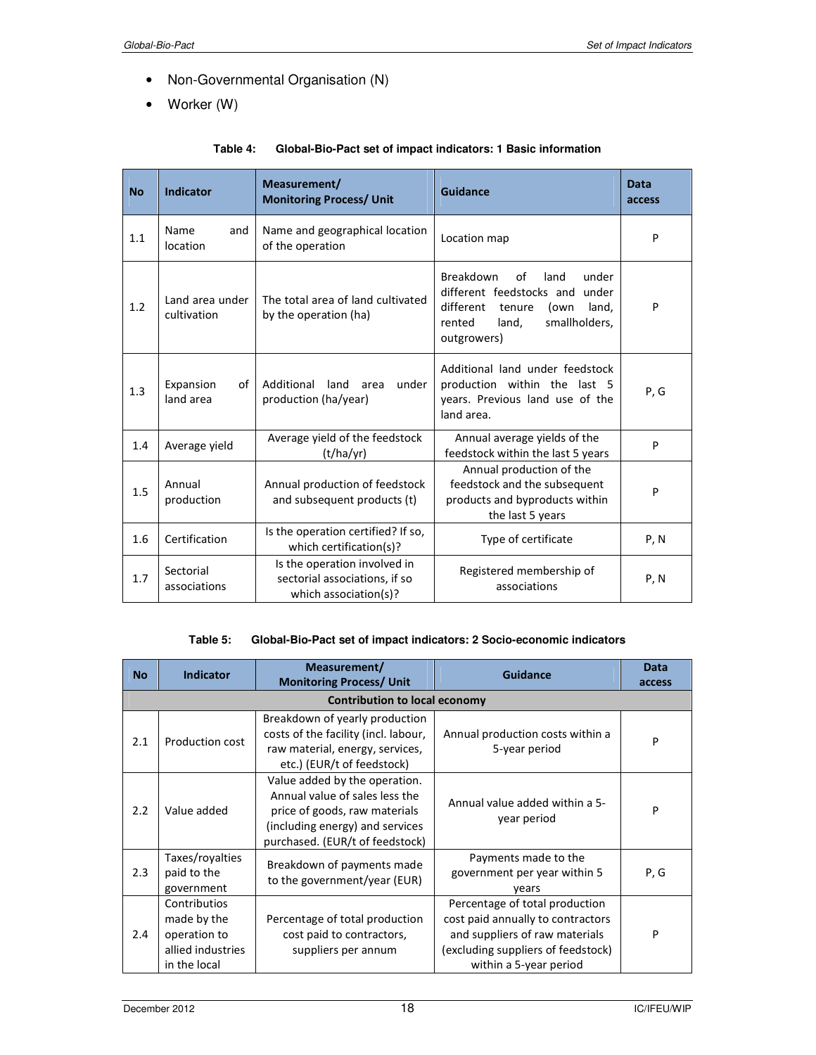- Non-Governmental Organisation (N)
- Worker (W)

**Table 4: Global-Bio-Pact set of impact indicators: 1 Basic information**

| No | Indicator | Measurement/ Monitoring Process/ Unit | Guidance | Data access |
|---|---|---|---|---|
| 1.1 | Name and location | Name and geographical location of the operation | Location map | P |
| 1.2 | Land area under cultivation | The total area of land cultivated by the operation (ha) | Breakdown of land under different feedstocks and under different tenure (own land, rented land, smallholders, outgrowers) | P |
| 1.3 | Expansion of land area | Additional land area under production (ha/year) | Additional land under feedstock production within the last 5 years. Previous land use of the land area. | P, G |
| 1.4 | Average yield | Average yield of the feedstock (t/ha/yr) | Annual average yields of the feedstock within the last 5 years | P |
| 1.5 | Annual production | Annual production of feedstock and subsequent products (t) | Annual production of the feedstock and the subsequent products and byproducts within the last 5 years | P |
| 1.6 | Certification | Is the operation certified? If so, which certification(s)? | Type of certificate | P, N |
| 1.7 | Sectorial associations | Is the operation involved in sectorial associations, if so which association(s)? | Registered membership of associations | P, N |

**Table 5: Global-Bio-Pact set of impact indicators: 2 Socio-economic indicators**

| No | Indicator | Measurement/ Monitoring Process/ Unit | Guidance | Data access |
|---|---|---|---|---|
| | | **Contribution to local economy** | | |
| 2.1 | Production cost | Breakdown of yearly production costs of the facility (incl. labour, raw material, energy, services, etc.) (EUR/t of feedstock) | Annual production costs within a 5-year period | P |
| 2.2 | Value added | Value added by the operation. Annual value of sales less the price of goods, raw materials (including energy) and services purchased. (EUR/t of feedstock) | Annual value added within a 5-year period | P |
| 2.3 | Taxes/royalties paid to the government | Breakdown of payments made to the government/year (EUR) | Payments made to the government per year within 5 years | P, G |
| 2.4 | Contributios made by the operation to allied industries in the local | Percentage of total production cost paid to contractors, suppliers per annum | Percentage of total production cost paid annually to contractors and suppliers of raw materials (excluding suppliers of feedstock) within a 5-year period | P |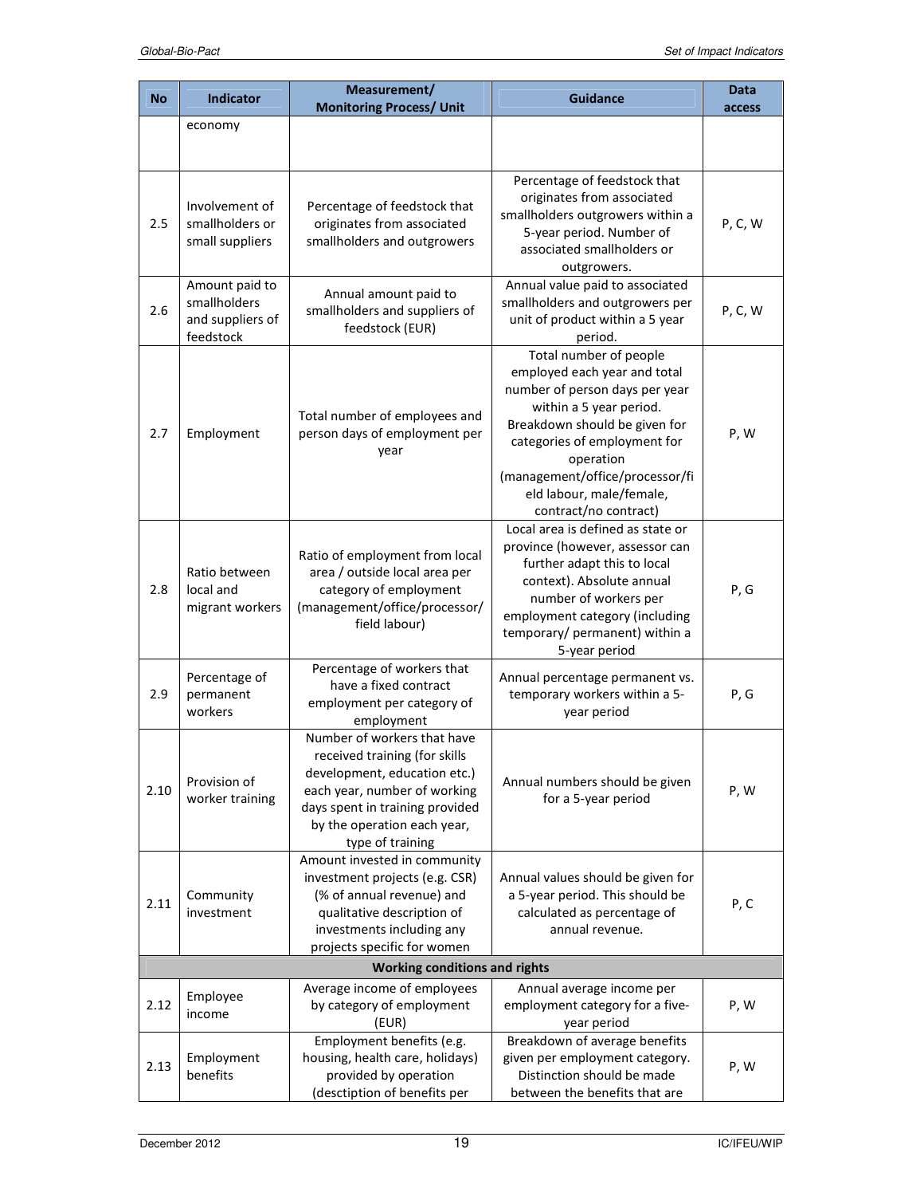| No | Indicator | Measurement/ Monitoring Process/ Unit | Guidance | Data access |
|---|---|---|---|---|
| | economy | | | |
| 2.5 | Involvement of smallholders or small suppliers | Percentage of feedstock that originates from associated smallholders and outgrowers | Percentage of feedstock that originates from associated smallholders outgrowers within a 5-year period. Number of associated smallholders or outgrowers. | P, C, W |
| 2.6 | Amount paid to smallholders and suppliers of feedstock | Annual amount paid to smallholders and suppliers of feedstock (EUR) | Annual value paid to associated smallholders and outgrowers per unit of product within a 5 year period. | P, C, W |
| 2.7 | Employment | Total number of employees and person days of employment per year | Total number of people employed each year and total number of person days per year within a 5 year period. Breakdown should be given for categories of employment for operation (management/office/processor/field labour, male/female, contract/no contract) | P, W |
| 2.8 | Ratio between local and migrant workers | Ratio of employment from local area / outside local area per category of employment (management/office/processor/ field labour) | Local area is defined as state or province (however, assessor can further adapt this to local context). Absolute annual number of workers per employment category (including temporary/ permanent) within a 5-year period | P, G |
| 2.9 | Percentage of permanent workers | Percentage of workers that have a fixed contract employment per category of employment | Annual percentage permanent vs. temporary workers within a 5-year period | P, G |
| 2.10 | Provision of worker training | Number of workers that have received training (for skills development, education etc.) each year, number of working days spent in training provided by the operation each year, type of training | Annual numbers should be given for a 5-year period | P, W |
| 2.11 | Community investment | Amount invested in community investment projects (e.g. CSR) (% of annual revenue) and qualitative description of investments including any projects specific for women | Annual values should be given for a 5-year period. This should be calculated as percentage of annual revenue. | P, C |
| | **Working conditions and rights** | | | |
| 2.12 | Employee income | Average income of employees by category of employment (EUR) | Annual average income per employment category for a five-year period | P, W |
| 2.13 | Employment benefits | Employment benefits (e.g. housing, health care, holidays) provided by operation (desctiption of benefits per | Breakdown of average benefits given per employment category. Distinction should be made between the benefits that are | P, W |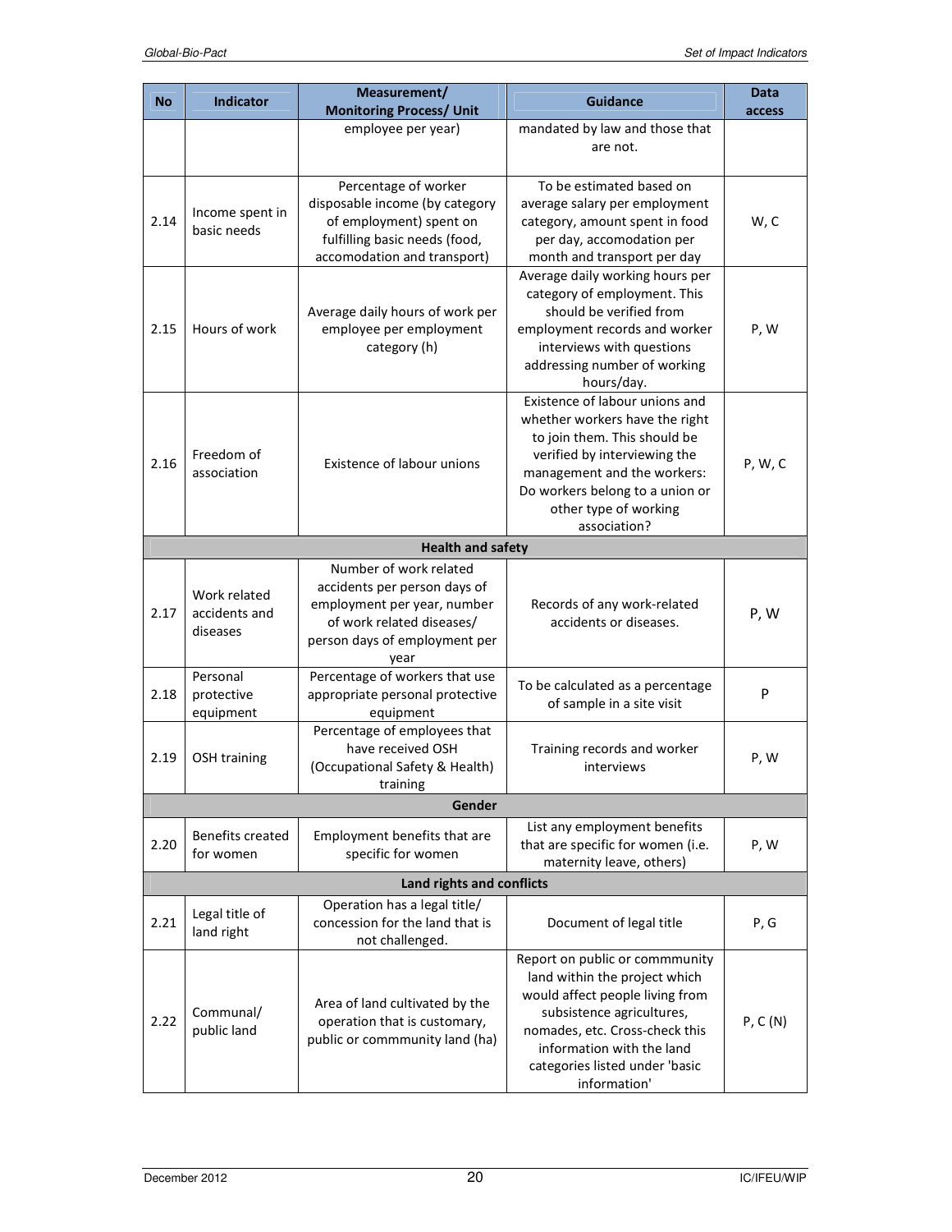| No | Indicator | Measurement/ Monitoring Process/ Unit | Guidance | Data access |
|---|---|---|---|---|
| | | employee per year) | mandated by law and those that are not. | |
| 2.14 | Income spent in basic needs | Percentage of worker disposable income (by category of employment) spent on fulfilling basic needs (food, accomodation and transport) | To be estimated based on average salary per employment category, amount spent in food per day, accomodation per month and transport per day | W, C |
| 2.15 | Hours of work | Average daily hours of work per employee per employment category (h) | Average daily working hours per category of employment. This should be verified from employment records and worker interviews with questions addressing number of working hours/day. | P, W |
| 2.16 | Freedom of association | Existence of labour unions | Existence of labour unions and whether workers have the right to join them. This should be verified by interviewing the management and the workers: Do workers belong to a union or other type of working association? | P, W, C |
| **Health and safety** | | | | |
| 2.17 | Work related accidents and diseases | Number of work related accidents per person days of employment per year, number of work related diseases/ person days of employment per year | Records of any work-related accidents or diseases. | P, W |
| 2.18 | Personal protective equipment | Percentage of workers that use appropriate personal protective equipment | To be calculated as a percentage of sample in a site visit | P |
| 2.19 | OSH training | Percentage of employees that have received OSH (Occupational Safety & Health) training | Training records and worker interviews | P, W |
| **Gender** | | | | |
| 2.20 | Benefits created for women | Employment benefits that are specific for women | List any employment benefits that are specific for women (i.e. maternity leave, others) | P, W |
| **Land rights and conflicts** | | | | |
| 2.21 | Legal title of land right | Operation has a legal title/ concession for the land that is not challenged. | Document of legal title | P, G |
| 2.22 | Communal/ public land | Area of land cultivated by the operation that is customary, public or commmunity land (ha) | Report on public or commmunity land within the project which would affect people living from subsistence agricultures, nomades, etc. Cross-check this information with the land categories listed under 'basic information' | P, C (N) |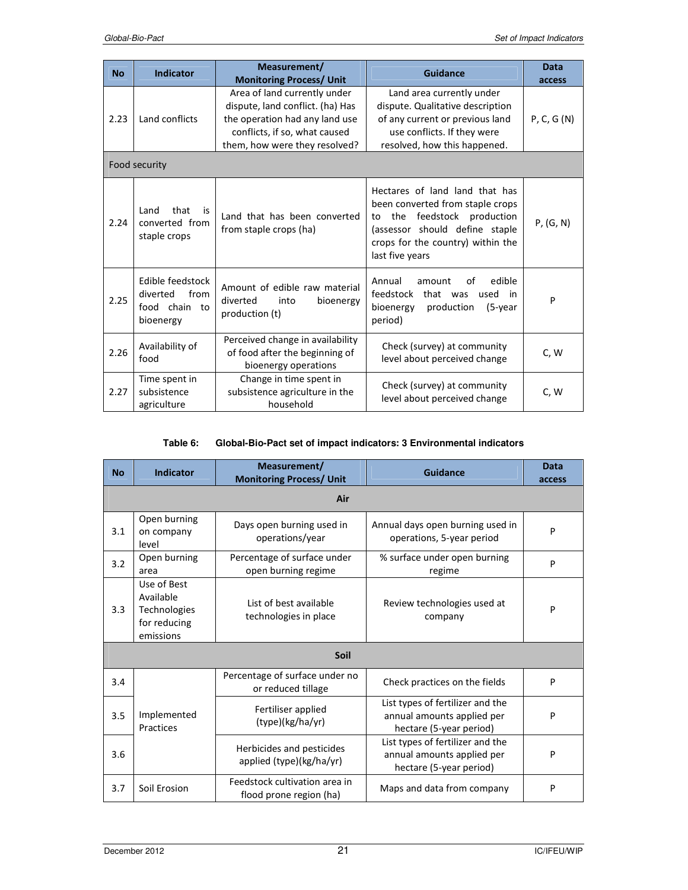| No | Indicator | Measurement/ Monitoring Process/ Unit | Guidance | Data access |
|---|---|---|---|---|
| 2.23 | Land conflicts | Area of land currently under dispute, land conflict. (ha) Has the operation had any land use conflicts, if so, what caused them, how were they resolved? | Land area currently under dispute. Qualitative description of any current or previous land use conflicts. If they were resolved, how this happened. | P, C, G (N) |
| Food security | | | | |
| 2.24 | Land that is converted from staple crops | Land that has been converted from staple crops (ha) | Hectares of land land that has been converted from staple crops to the feedstock production (assessor should define staple crops for the country) within the last five years | P, (G, N) |
| 2.25 | Edible feedstock diverted from food chain to bioenergy | Amount of edible raw material diverted into bioenergy production (t) | Annual amount of edible feedstock that was used in bioenergy production (5-year period) | P |
| 2.26 | Availability of food | Perceived change in availability of food after the beginning of bioenergy operations | Check (survey) at community level about perceived change | C, W |
| 2.27 | Time spent in subsistence agriculture | Change in time spent in subsistence agriculture in the household | Check (survey) at community level about perceived change | C, W |

**Table 6: Global-Bio-Pact set of impact indicators: 3 Environmental indicators**

| No | Indicator | Measurement/ Monitoring Process/ Unit | Guidance | Data access |
|---|---|---|---|---|
| **Air** | | | | |
| 3.1 | Open burning on company level | Days open burning used in operations/year | Annual days open burning used in operations, 5-year period | P |
| 3.2 | Open burning area | Percentage of surface under open burning regime | % surface under open burning regime | P |
| 3.3 | Use of Best Available Technologies for reducing emissions | List of best available technologies in place | Review technologies used at company | P |
| **Soil** | | | | |
| 3.4 | Implemented Practices | Percentage of surface under no or reduced tillage | Check practices on the fields | P |
| 3.5 | | Fertiliser applied (type)(kg/ha/yr) | List types of fertilizer and the annual amounts applied per hectare (5-year period) | P |
| 3.6 | | Herbicides and pesticides applied (type)(kg/ha/yr) | List types of fertilizer and the annual amounts applied per hectare (5-year period) | P |
| 3.7 | Soil Erosion | Feedstock cultivation area in flood prone region (ha) | Maps and data from company | P |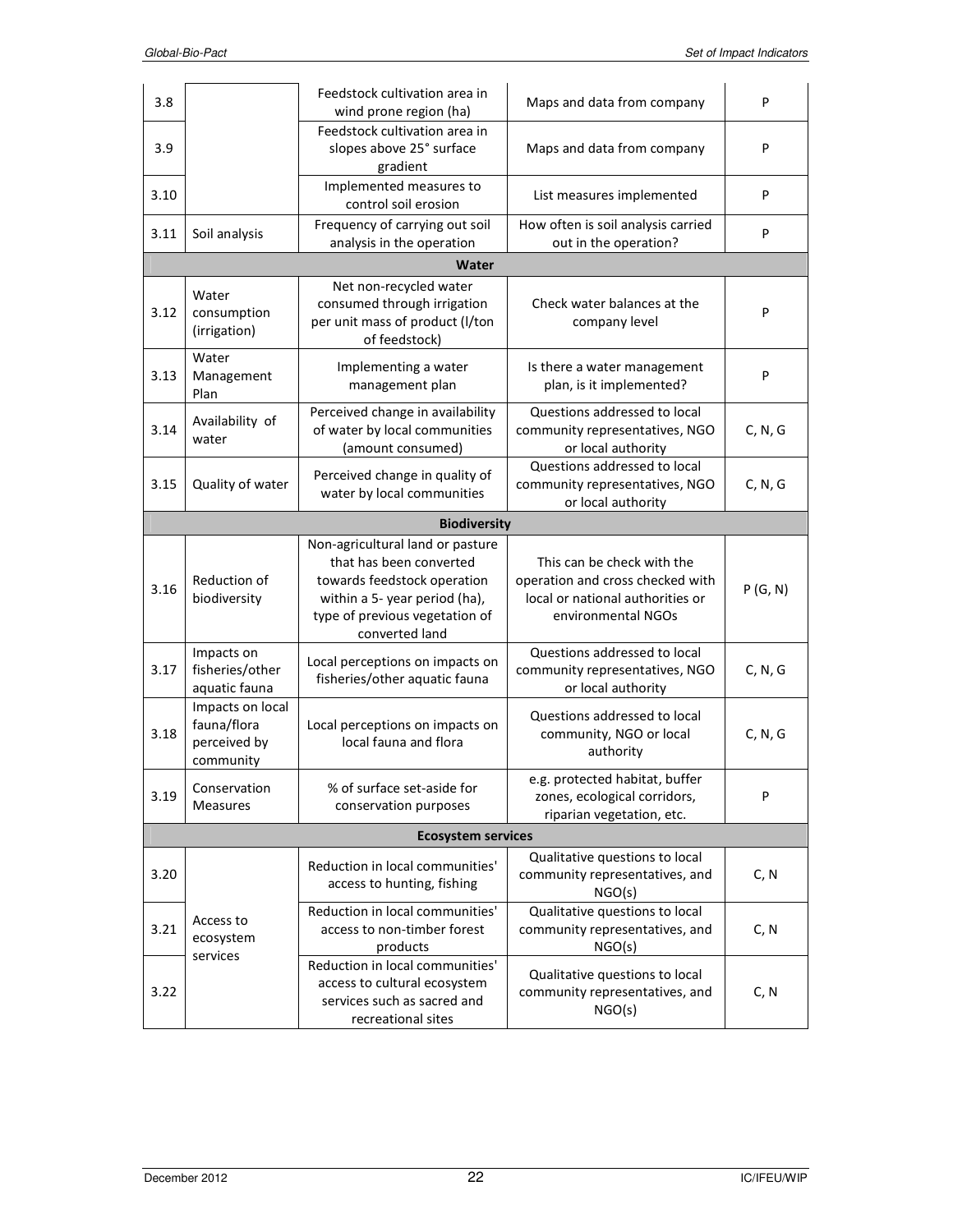| | | | | |
|---|---|---|---|---|
| 3.8 | | Feedstock cultivation area in wind prone region (ha) | Maps and data from company | P |
| 3.9 | | Feedstock cultivation area in slopes above 25° surface gradient | Maps and data from company | P |
| 3.10 | | Implemented measures to control soil erosion | List measures implemented | P |
| 3.11 | Soil analysis | Frequency of carrying out soil analysis in the operation | How often is soil analysis carried out in the operation? | P |
| | | **Water** | | |
| 3.12 | Water consumption (irrigation) | Net non-recycled water consumed through irrigation per unit mass of product (l/ton of feedstock) | Check water balances at the company level | P |
| 3.13 | Water Management Plan | Implementing a water management plan | Is there a water management plan, is it implemented? | P |
| 3.14 | Availability of water | Perceived change in availability of water by local communities (amount consumed) | Questions addressed to local community representatives, NGO or local authority | C, N, G |
| 3.15 | Quality of water | Perceived change in quality of water by local communities | Questions addressed to local community representatives, NGO or local authority | C, N, G |
| | | **Biodiversity** | | |
| 3.16 | Reduction of biodiversity | Non-agricultural land or pasture that has been converted towards feedstock operation within a 5- year period (ha), type of previous vegetation of converted land | This can be check with the operation and cross checked with local or national authorities or environmental NGOs | P (G, N) |
| 3.17 | Impacts on fisheries/other aquatic fauna | Local perceptions on impacts on fisheries/other aquatic fauna | Questions addressed to local community representatives, NGO or local authority | C, N, G |
| 3.18 | Impacts on local fauna/flora perceived by community | Local perceptions on impacts on local fauna and flora | Questions addressed to local community, NGO or local authority | C, N, G |
| 3.19 | Conservation Measures | % of surface set-aside for conservation purposes | e.g. protected habitat, buffer zones, ecological corridors, riparian vegetation, etc. | P |
| | | **Ecosystem services** | | |
| 3.20 | Access to ecosystem services | Reduction in local communities' access to hunting, fishing | Qualitative questions to local community representatives, and NGO(s) | C, N |
| 3.21 | | Reduction in local communities' access to non-timber forest products | Qualitative questions to local community representatives, and NGO(s) | C, N |
| 3.22 | | Reduction in local communities' access to cultural ecosystem services such as sacred and recreational sites | Qualitative questions to local community representatives, and NGO(s) | C, N |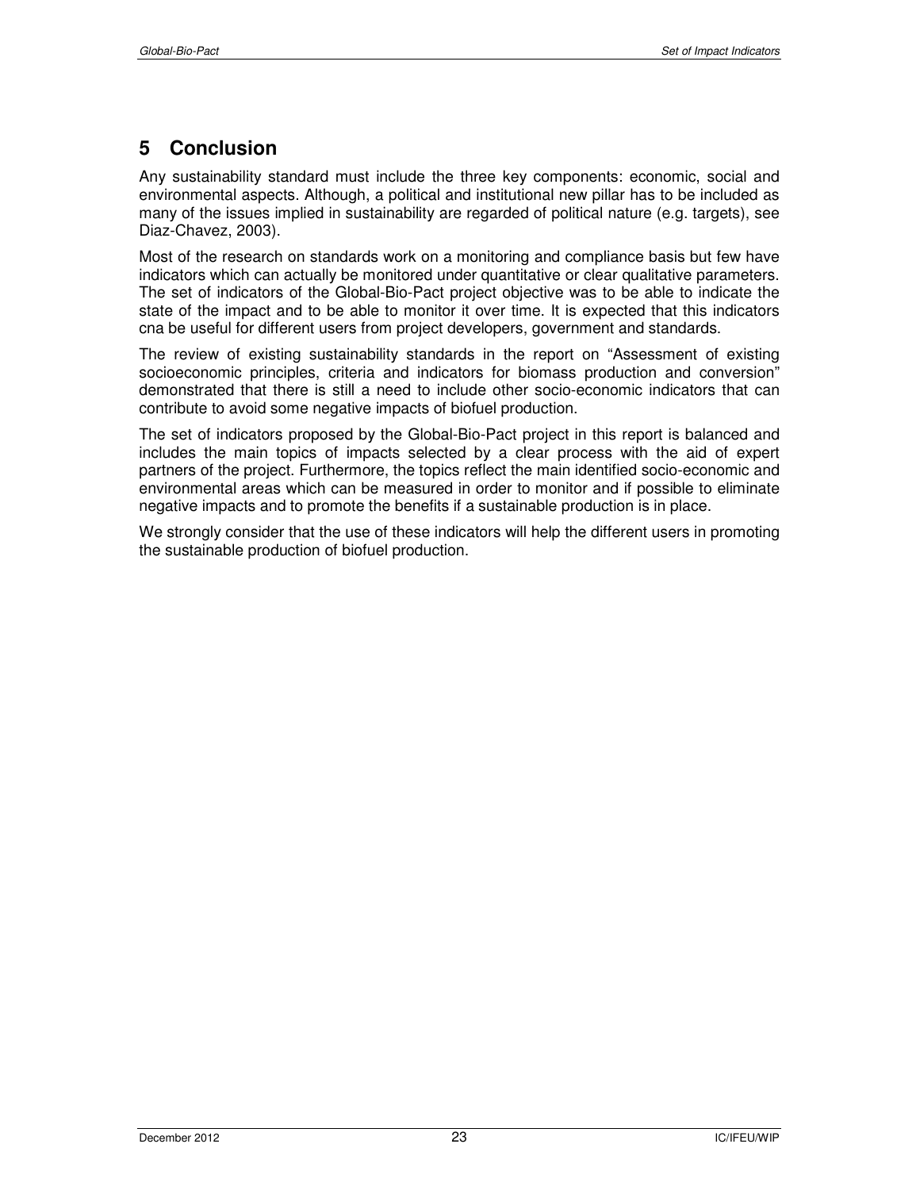# 5 Conclusion

Any sustainability standard must include the three key components: economic, social and environmental aspects. Although, a political and institutional new pillar has to be included as many of the issues implied in sustainability are regarded of political nature (e.g. targets), see Diaz-Chavez, 2003).

Most of the research on standards work on a monitoring and compliance basis but few have indicators which can actually be monitored under quantitative or clear qualitative parameters. The set of indicators of the Global-Bio-Pact project objective was to be able to indicate the state of the impact and to be able to monitor it over time. It is expected that this indicators cna be useful for different users from project developers, government and standards.

The review of existing sustainability standards in the report on "Assessment of existing socioeconomic principles, criteria and indicators for biomass production and conversion" demonstrated that there is still a need to include other socio-economic indicators that can contribute to avoid some negative impacts of biofuel production.

The set of indicators proposed by the Global-Bio-Pact project in this report is balanced and includes the main topics of impacts selected by a clear process with the aid of expert partners of the project. Furthermore, the topics reflect the main identified socio-economic and environmental areas which can be measured in order to monitor and if possible to eliminate negative impacts and to promote the benefits if a sustainable production is in place.

We strongly consider that the use of these indicators will help the different users in promoting the sustainable production of biofuel production.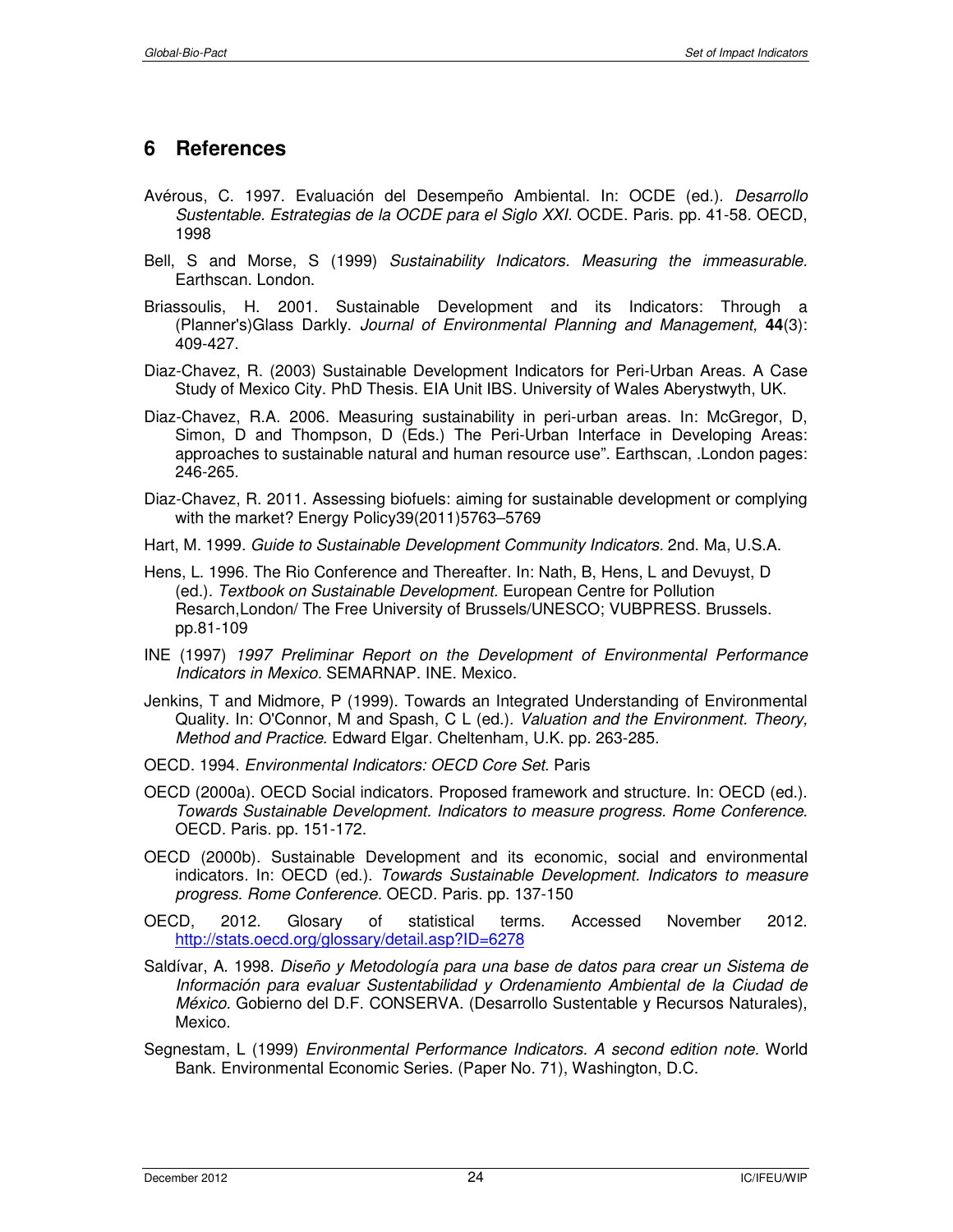# 6 References

Avérous, C. 1997. Evaluación del Desempeño Ambiental. In: OCDE (ed.). *Desarrollo Sustentable. Estrategias de la OCDE para el Siglo XXI*. OCDE. Paris. pp. 41-58. OECD, 1998

Bell, S and Morse, S (1999) *Sustainability Indicators. Measuring the immeasurable.* Earthscan. London.

Briassoulis, H. 2001. Sustainable Development and its Indicators: Through a (Planner's)Glass Darkly. *Journal of Environmental Planning and Management,* **44**(3): 409-427.

Diaz-Chavez, R. (2003) Sustainable Development Indicators for Peri-Urban Areas. A Case Study of Mexico City. PhD Thesis. EIA Unit IBS. University of Wales Aberystwyth, UK.

Diaz-Chavez, R.A. 2006. Measuring sustainability in peri-urban areas. In: McGregor, D, Simon, D and Thompson, D (Eds.) The Peri-Urban Interface in Developing Areas: approaches to sustainable natural and human resource use". Earthscan, .London pages: 246-265.

Diaz-Chavez, R. 2011. Assessing biofuels: aiming for sustainable development or complying with the market? Energy Policy39(2011)5763–5769

Hart, M. 1999. *Guide to Sustainable Development Community Indicators.* 2nd. Ma, U.S.A.

Hens, L. 1996. The Rio Conference and Thereafter. In: Nath, B, Hens, L and Devuyst, D (ed.). *Textbook on Sustainable Development*. European Centre for Pollution Resarch,London/ The Free University of Brussels/UNESCO; VUBPRESS. Brussels. pp.81-109

INE (1997) *1997 Preliminar Report on the Development of Environmental Performance Indicators in Mexico.* SEMARNAP. INE. Mexico.

Jenkins, T and Midmore, P (1999). Towards an Integrated Understanding of Environmental Quality. In: O'Connor, M and Spash, C L (ed.). *Valuation and the Environment. Theory, Method and Practice.* Edward Elgar. Cheltenham, U.K. pp. 263-285.

OECD. 1994. *Environmental Indicators: OECD Core Set*. Paris

OECD (2000a). OECD Social indicators. Proposed framework and structure. In: OECD (ed.). *Towards Sustainable Development. Indicators to measure progress. Rome Conference.* OECD. Paris. pp. 151-172.

OECD (2000b). Sustainable Development and its economic, social and environmental indicators. In: OECD (ed.). *Towards Sustainable Development. Indicators to measure progress. Rome Conference.* OECD. Paris. pp. 137-150

OECD, 2012. Glosary of statistical terms. Accessed November 2012. http://stats.oecd.org/glossary/detail.asp?ID=6278

Saldívar, A. 1998. *Diseño y Metodología para una base de datos para crear un Sistema de Información para evaluar Sustentabilidad y Ordenamiento Ambiental de la Ciudad de México.* Gobierno del D.F. CONSERVA. (Desarrollo Sustentable y Recursos Naturales), Mexico.

Segnestam, L (1999) *Environmental Performance Indicators. A second edition note.* World Bank. Environmental Economic Series. (Paper No. 71), Washington, D.C.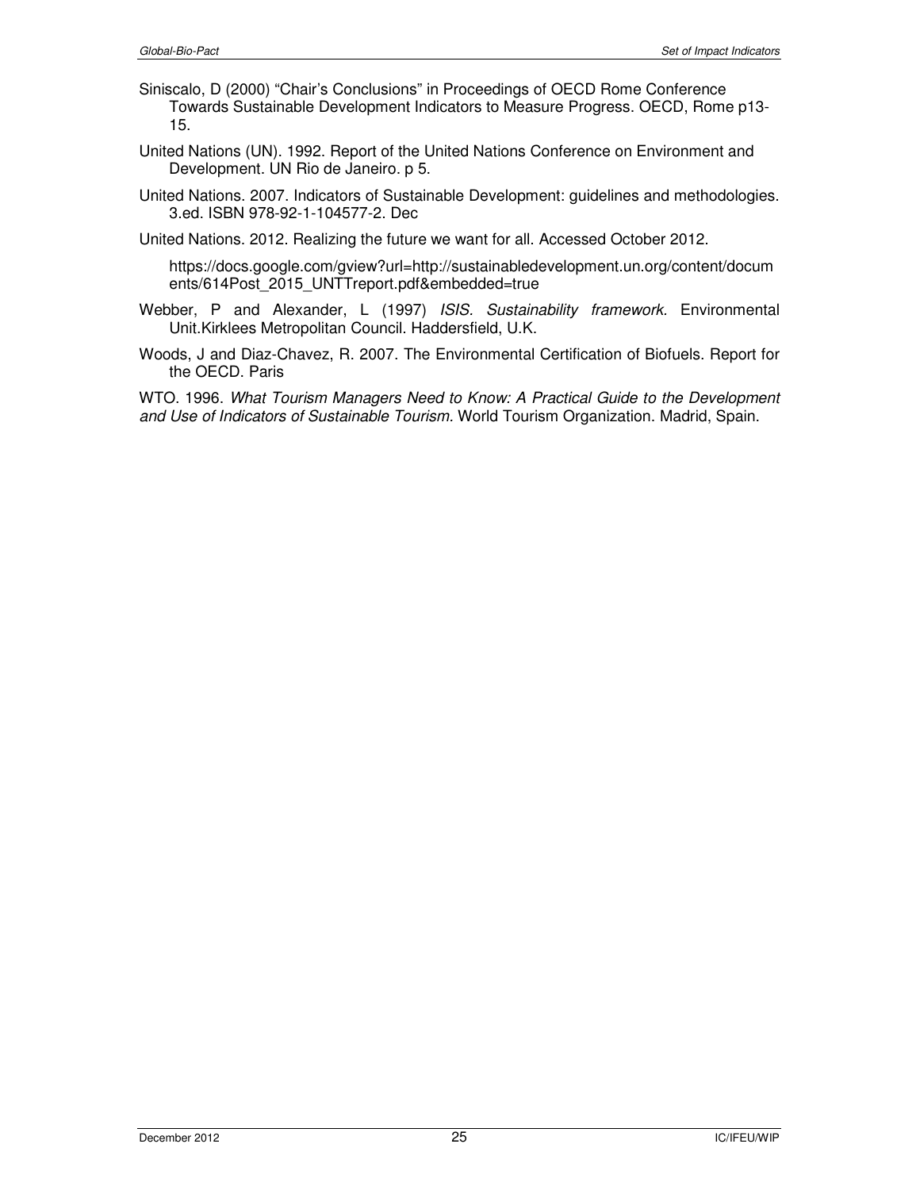Siniscalo, D (2000) “Chair’s Conclusions” in Proceedings of OECD Rome Conference Towards Sustainable Development Indicators to Measure Progress. OECD, Rome p13-15.

United Nations (UN). 1992. Report of the United Nations Conference on Environment and Development. UN Rio de Janeiro. p 5.

United Nations. 2007. Indicators of Sustainable Development: guidelines and methodologies. 3.ed. ISBN 978-92-1-104577-2. Dec

United Nations. 2012. Realizing the future we want for all. Accessed October 2012.

https://docs.google.com/gview?url=http://sustainabledevelopment.un.org/content/documents/614Post_2015_UNTTreport.pdf&embedded=true

Webber, P and Alexander, L (1997) *ISIS. Sustainability framework.* Environmental Unit.Kirklees Metropolitan Council. Haddersfield, U.K.

Woods, J and Diaz-Chavez, R. 2007. The Environmental Certification of Biofuels. Report for the OECD. Paris

WTO. 1996. *What Tourism Managers Need to Know: A Practical Guide to the Development and Use of Indicators of Sustainable Tourism.* World Tourism Organization. Madrid, Spain.